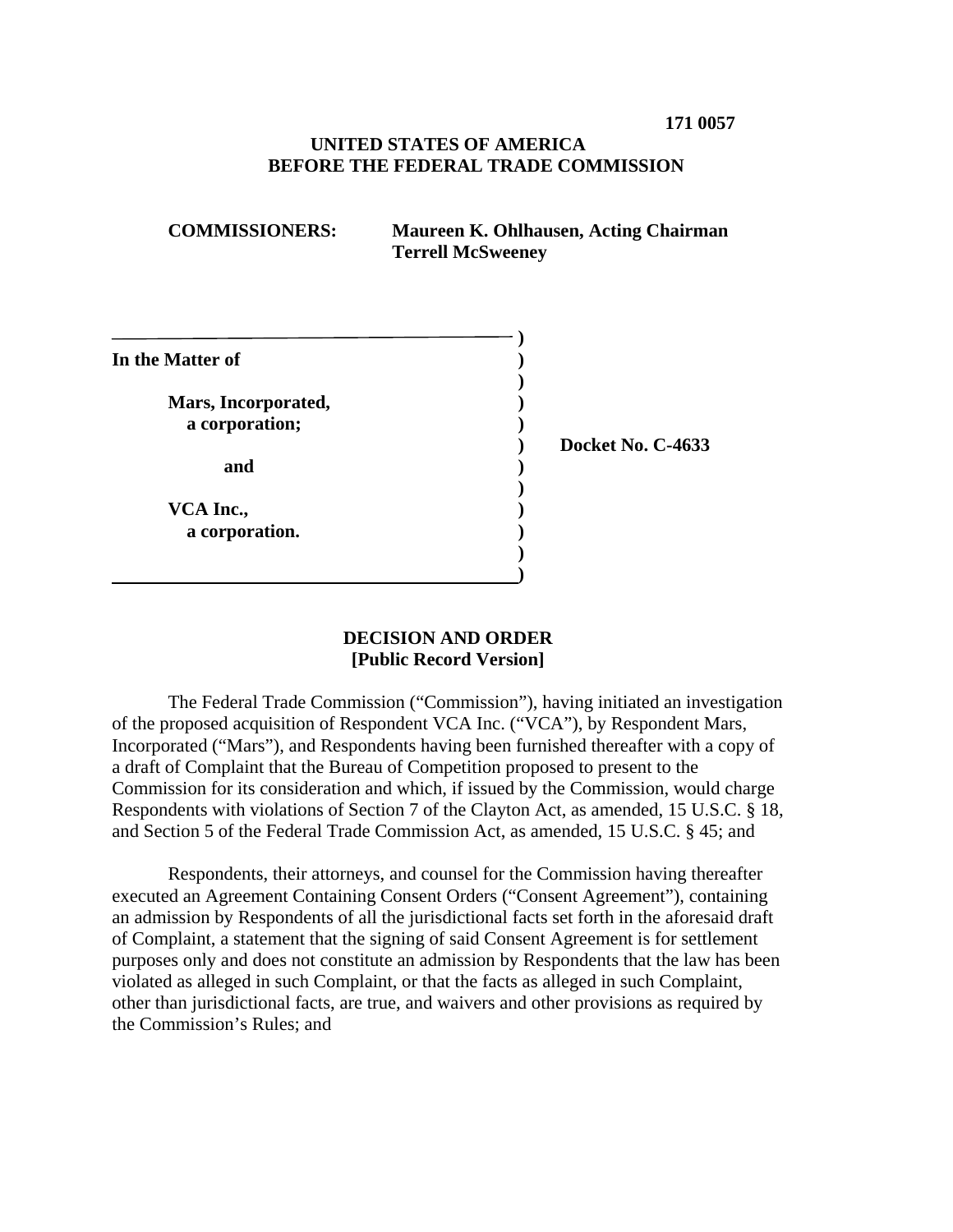**171 0057**

**UNITED STATES OF AMERICA**
**BEFORE THE FEDERAL TRADE COMMISSION**

**COMMISSIONERS:** **Maureen K. Ohlhausen, Acting Chairman**
**Terrell McSweeney**

| | |
|---|---|
| **In the Matter of**<br><br>**Mars, Incorporated,**<br>**a corporation;**<br><br>**and**<br><br>**VCA Inc.,**<br>**a corporation.** | **Docket No. C-4633** |

**DECISION AND ORDER**
**[Public Record Version]**

The Federal Trade Commission ("Commission"), having initiated an investigation of the proposed acquisition of Respondent VCA Inc. ("VCA"), by Respondent Mars, Incorporated ("Mars"), and Respondents having been furnished thereafter with a copy of a draft of Complaint that the Bureau of Competition proposed to present to the Commission for its consideration and which, if issued by the Commission, would charge Respondents with violations of Section 7 of the Clayton Act, as amended, 15 U.S.C. § 18, and Section 5 of the Federal Trade Commission Act, as amended, 15 U.S.C. § 45; and

Respondents, their attorneys, and counsel for the Commission having thereafter executed an Agreement Containing Consent Orders ("Consent Agreement"), containing an admission by Respondents of all the jurisdictional facts set forth in the aforesaid draft of Complaint, a statement that the signing of said Consent Agreement is for settlement purposes only and does not constitute an admission by Respondents that the law has been violated as alleged in such Complaint, or that the facts as alleged in such Complaint, other than jurisdictional facts, are true, and waivers and other provisions as required by the Commission's Rules; and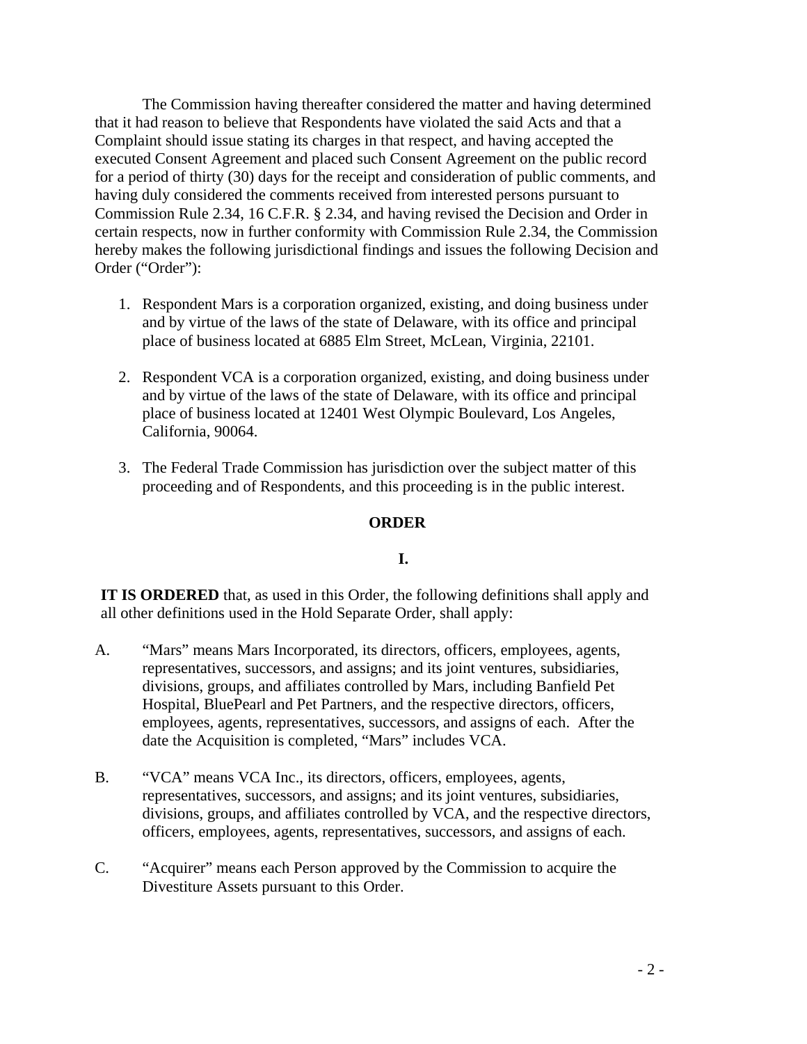The Commission having thereafter considered the matter and having determined that it had reason to believe that Respondents have violated the said Acts and that a Complaint should issue stating its charges in that respect, and having accepted the executed Consent Agreement and placed such Consent Agreement on the public record for a period of thirty (30) days for the receipt and consideration of public comments, and having duly considered the comments received from interested persons pursuant to Commission Rule 2.34, 16 C.F.R. § 2.34, and having revised the Decision and Order in certain respects, now in further conformity with Commission Rule 2.34, the Commission hereby makes the following jurisdictional findings and issues the following Decision and Order ("Order"):

1. Respondent Mars is a corporation organized, existing, and doing business under and by virtue of the laws of the state of Delaware, with its office and principal place of business located at 6885 Elm Street, McLean, Virginia, 22101.

2. Respondent VCA is a corporation organized, existing, and doing business under and by virtue of the laws of the state of Delaware, with its office and principal place of business located at 12401 West Olympic Boulevard, Los Angeles, California, 90064.

3. The Federal Trade Commission has jurisdiction over the subject matter of this proceeding and of Respondents, and this proceeding is in the public interest.

## ORDER

### I.

**IT IS ORDERED** that, as used in this Order, the following definitions shall apply and all other definitions used in the Hold Separate Order, shall apply:

A. "Mars" means Mars Incorporated, its directors, officers, employees, agents, representatives, successors, and assigns; and its joint ventures, subsidiaries, divisions, groups, and affiliates controlled by Mars, including Banfield Pet Hospital, BluePearl and Pet Partners, and the respective directors, officers, employees, agents, representatives, successors, and assigns of each. After the date the Acquisition is completed, "Mars" includes VCA.

B. "VCA" means VCA Inc., its directors, officers, employees, agents, representatives, successors, and assigns; and its joint ventures, subsidiaries, divisions, groups, and affiliates controlled by VCA, and the respective directors, officers, employees, agents, representatives, successors, and assigns of each.

C. "Acquirer" means each Person approved by the Commission to acquire the Divestiture Assets pursuant to this Order.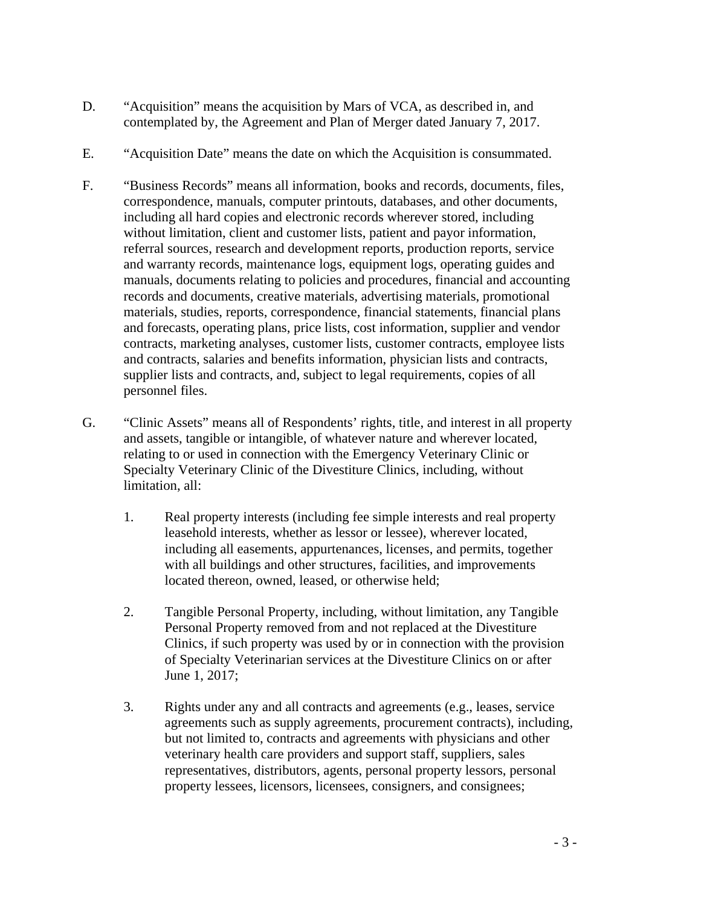D. "Acquisition" means the acquisition by Mars of VCA, as described in, and contemplated by, the Agreement and Plan of Merger dated January 7, 2017.

E. "Acquisition Date" means the date on which the Acquisition is consummated.

F. "Business Records" means all information, books and records, documents, files, correspondence, manuals, computer printouts, databases, and other documents, including all hard copies and electronic records wherever stored, including without limitation, client and customer lists, patient and payor information, referral sources, research and development reports, production reports, service and warranty records, maintenance logs, equipment logs, operating guides and manuals, documents relating to policies and procedures, financial and accounting records and documents, creative materials, advertising materials, promotional materials, studies, reports, correspondence, financial statements, financial plans and forecasts, operating plans, price lists, cost information, supplier and vendor contracts, marketing analyses, customer lists, customer contracts, employee lists and contracts, salaries and benefits information, physician lists and contracts, supplier lists and contracts, and, subject to legal requirements, copies of all personnel files.

G. "Clinic Assets" means all of Respondents' rights, title, and interest in all property and assets, tangible or intangible, of whatever nature and wherever located, relating to or used in connection with the Emergency Veterinary Clinic or Specialty Veterinary Clinic of the Divestiture Clinics, including, without limitation, all:

1. Real property interests (including fee simple interests and real property leasehold interests, whether as lessor or lessee), wherever located, including all easements, appurtenances, licenses, and permits, together with all buildings and other structures, facilities, and improvements located thereon, owned, leased, or otherwise held;

2. Tangible Personal Property, including, without limitation, any Tangible Personal Property removed from and not replaced at the Divestiture Clinics, if such property was used by or in connection with the provision of Specialty Veterinarian services at the Divestiture Clinics on or after June 1, 2017;

3. Rights under any and all contracts and agreements (e.g., leases, service agreements such as supply agreements, procurement contracts), including, but not limited to, contracts and agreements with physicians and other veterinary health care providers and support staff, suppliers, sales representatives, distributors, agents, personal property lessors, personal property lessees, licensors, licensees, consigners, and consignees;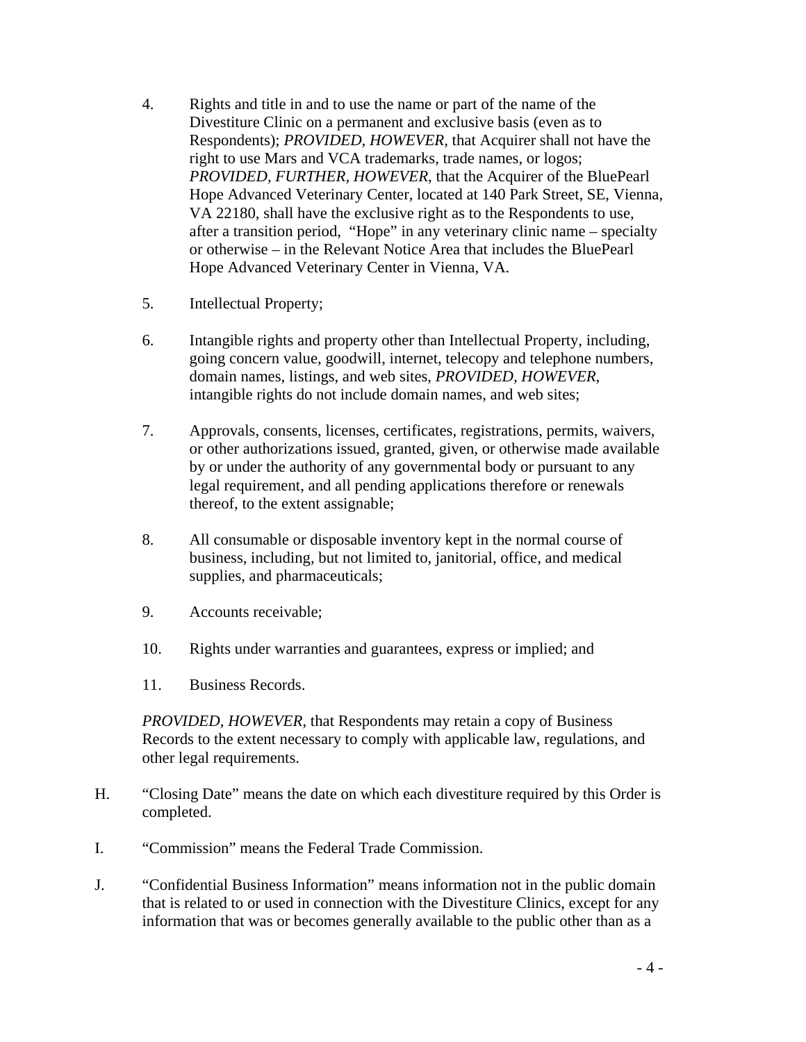4. Rights and title in and to use the name or part of the name of the Divestiture Clinic on a permanent and exclusive basis (even as to Respondents); *PROVIDED, HOWEVER*, that Acquirer shall not have the right to use Mars and VCA trademarks, trade names, or logos; *PROVIDED, FURTHER, HOWEVER*, that the Acquirer of the BluePearl Hope Advanced Veterinary Center, located at 140 Park Street, SE, Vienna, VA 22180, shall have the exclusive right as to the Respondents to use, after a transition period, "Hope" in any veterinary clinic name – specialty or otherwise – in the Relevant Notice Area that includes the BluePearl Hope Advanced Veterinary Center in Vienna, VA.

5. Intellectual Property;

6. Intangible rights and property other than Intellectual Property, including, going concern value, goodwill, internet, telecopy and telephone numbers, domain names, listings, and web sites, *PROVIDED, HOWEVER*, intangible rights do not include domain names, and web sites;

7. Approvals, consents, licenses, certificates, registrations, permits, waivers, or other authorizations issued, granted, given, or otherwise made available by or under the authority of any governmental body or pursuant to any legal requirement, and all pending applications therefore or renewals thereof, to the extent assignable;

8. All consumable or disposable inventory kept in the normal course of business, including, but not limited to, janitorial, office, and medical supplies, and pharmaceuticals;

9. Accounts receivable;

10. Rights under warranties and guarantees, express or implied; and

11. Business Records.

*PROVIDED, HOWEVER*, that Respondents may retain a copy of Business Records to the extent necessary to comply with applicable law, regulations, and other legal requirements.

H. "Closing Date" means the date on which each divestiture required by this Order is completed.

I. "Commission" means the Federal Trade Commission.

J. "Confidential Business Information" means information not in the public domain that is related to or used in connection with the Divestiture Clinics, except for any information that was or becomes generally available to the public other than as a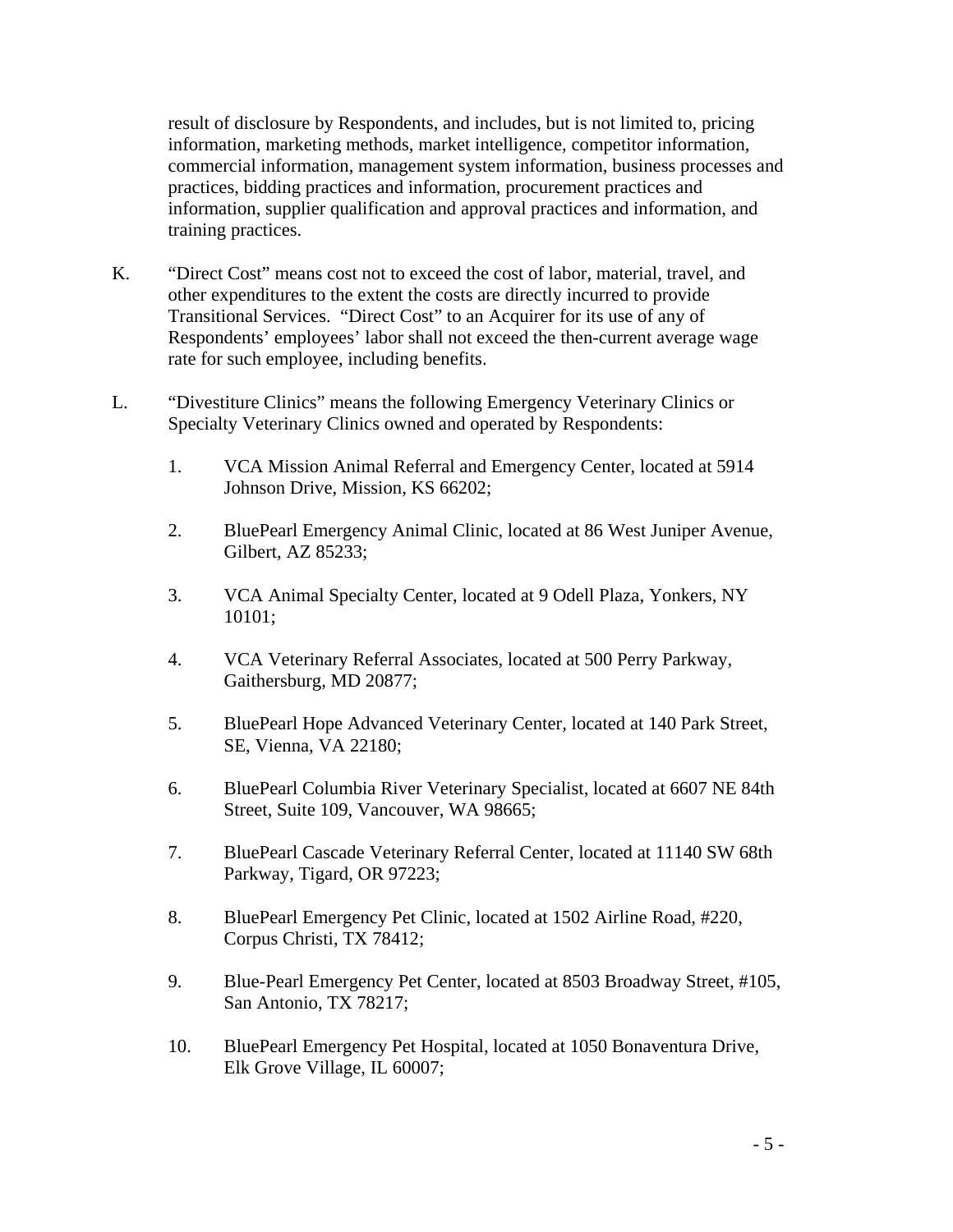result of disclosure by Respondents, and includes, but is not limited to, pricing information, marketing methods, market intelligence, competitor information, commercial information, management system information, business processes and practices, bidding practices and information, procurement practices and information, supplier qualification and approval practices and information, and training practices.

K. "Direct Cost" means cost not to exceed the cost of labor, material, travel, and other expenditures to the extent the costs are directly incurred to provide Transitional Services. "Direct Cost" to an Acquirer for its use of any of Respondents' employees' labor shall not exceed the then-current average wage rate for such employee, including benefits.

L. "Divestiture Clinics" means the following Emergency Veterinary Clinics or Specialty Veterinary Clinics owned and operated by Respondents:

1. VCA Mission Animal Referral and Emergency Center, located at 5914 Johnson Drive, Mission, KS 66202;

2. BluePearl Emergency Animal Clinic, located at 86 West Juniper Avenue, Gilbert, AZ 85233;

3. VCA Animal Specialty Center, located at 9 Odell Plaza, Yonkers, NY 10101;

4. VCA Veterinary Referral Associates, located at 500 Perry Parkway, Gaithersburg, MD 20877;

5. BluePearl Hope Advanced Veterinary Center, located at 140 Park Street, SE, Vienna, VA 22180;

6. BluePearl Columbia River Veterinary Specialist, located at 6607 NE 84th Street, Suite 109, Vancouver, WA 98665;

7. BluePearl Cascade Veterinary Referral Center, located at 11140 SW 68th Parkway, Tigard, OR 97223;

8. BluePearl Emergency Pet Clinic, located at 1502 Airline Road, #220, Corpus Christi, TX 78412;

9. Blue-Pearl Emergency Pet Center, located at 8503 Broadway Street, #105, San Antonio, TX 78217;

10. BluePearl Emergency Pet Hospital, located at 1050 Bonaventura Drive, Elk Grove Village, IL 60007;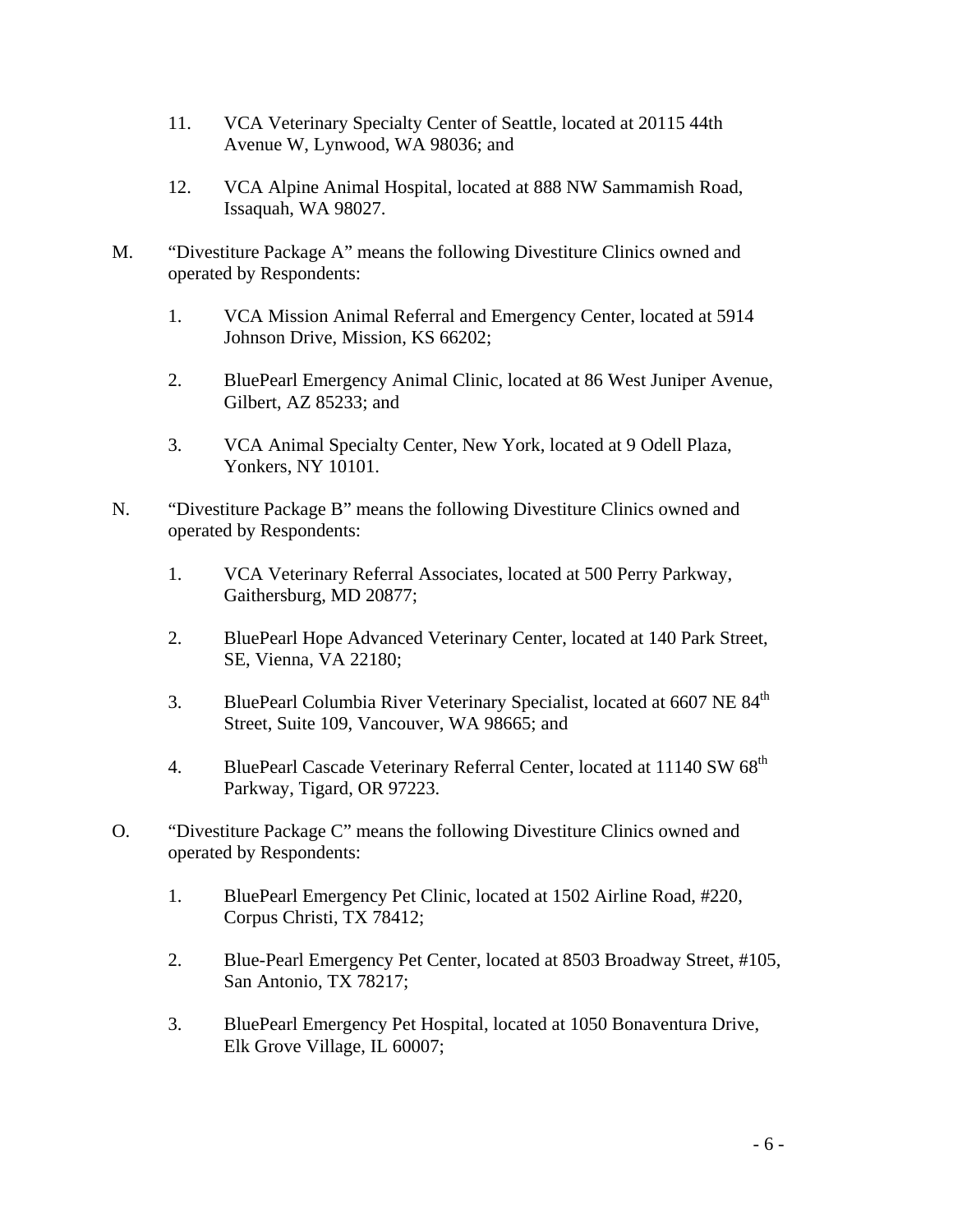11. VCA Veterinary Specialty Center of Seattle, located at 20115 44th Avenue W, Lynwood, WA 98036; and

12. VCA Alpine Animal Hospital, located at 888 NW Sammamish Road, Issaquah, WA 98027.

M. "Divestiture Package A" means the following Divestiture Clinics owned and operated by Respondents:

1. VCA Mission Animal Referral and Emergency Center, located at 5914 Johnson Drive, Mission, KS 66202;

2. BluePearl Emergency Animal Clinic, located at 86 West Juniper Avenue, Gilbert, AZ 85233; and

3. VCA Animal Specialty Center, New York, located at 9 Odell Plaza, Yonkers, NY 10101.

N. "Divestiture Package B" means the following Divestiture Clinics owned and operated by Respondents:

1. VCA Veterinary Referral Associates, located at 500 Perry Parkway, Gaithersburg, MD 20877;

2. BluePearl Hope Advanced Veterinary Center, located at 140 Park Street, SE, Vienna, VA 22180;

3. BluePearl Columbia River Veterinary Specialist, located at 6607 NE 84th Street, Suite 109, Vancouver, WA 98665; and

4. BluePearl Cascade Veterinary Referral Center, located at 11140 SW 68th Parkway, Tigard, OR 97223.

O. "Divestiture Package C" means the following Divestiture Clinics owned and operated by Respondents:

1. BluePearl Emergency Pet Clinic, located at 1502 Airline Road, #220, Corpus Christi, TX 78412;

2. Blue-Pearl Emergency Pet Center, located at 8503 Broadway Street, #105, San Antonio, TX 78217;

3. BluePearl Emergency Pet Hospital, located at 1050 Bonaventura Drive, Elk Grove Village, IL 60007;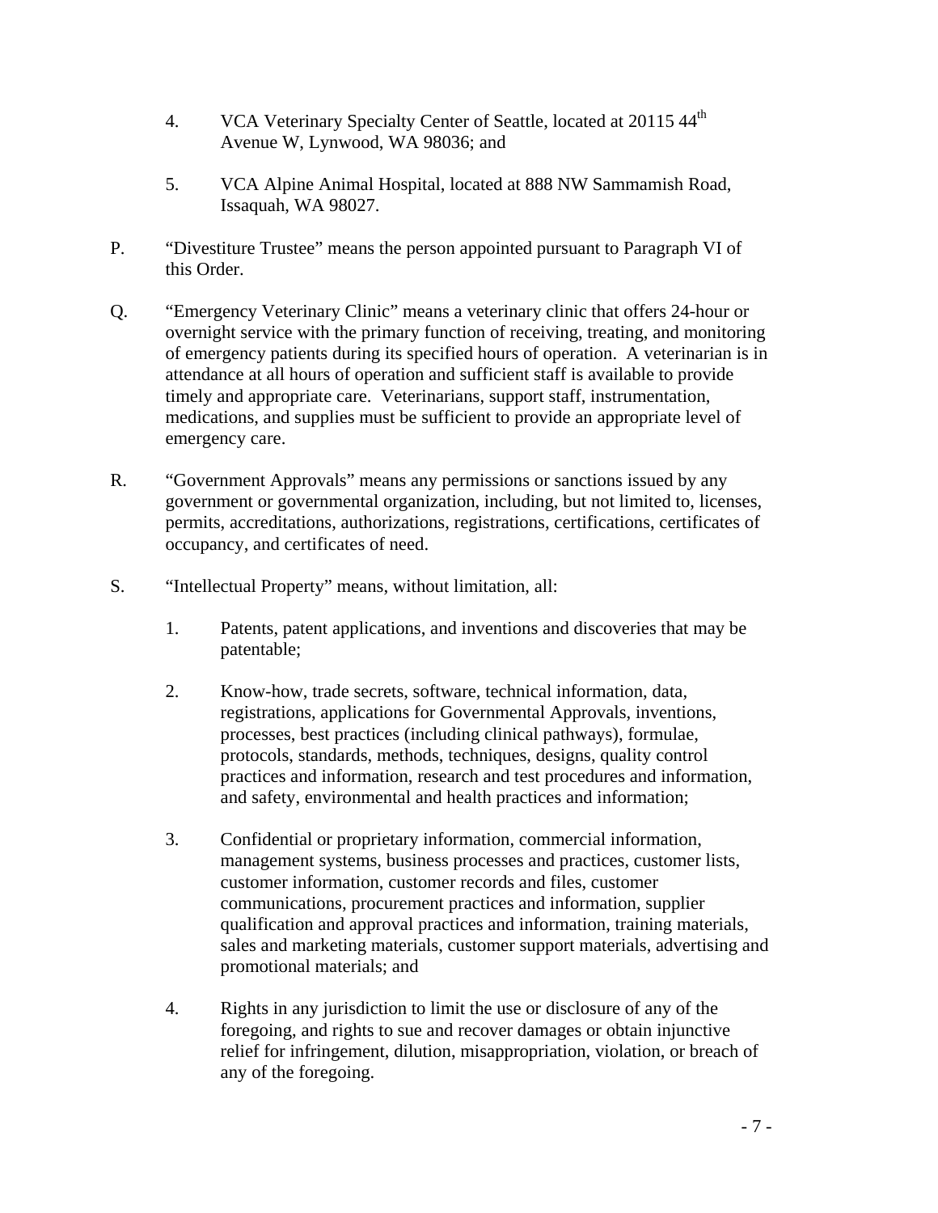4. VCA Veterinary Specialty Center of Seattle, located at 20115 44th Avenue W, Lynwood, WA 98036; and

5. VCA Alpine Animal Hospital, located at 888 NW Sammamish Road, Issaquah, WA 98027.

P. "Divestiture Trustee" means the person appointed pursuant to Paragraph VI of this Order.

Q. "Emergency Veterinary Clinic" means a veterinary clinic that offers 24-hour or overnight service with the primary function of receiving, treating, and monitoring of emergency patients during its specified hours of operation. A veterinarian is in attendance at all hours of operation and sufficient staff is available to provide timely and appropriate care. Veterinarians, support staff, instrumentation, medications, and supplies must be sufficient to provide an appropriate level of emergency care.

R. "Government Approvals" means any permissions or sanctions issued by any government or governmental organization, including, but not limited to, licenses, permits, accreditations, authorizations, registrations, certifications, certificates of occupancy, and certificates of need.

S. "Intellectual Property" means, without limitation, all:

1. Patents, patent applications, and inventions and discoveries that may be patentable;

2. Know-how, trade secrets, software, technical information, data, registrations, applications for Governmental Approvals, inventions, processes, best practices (including clinical pathways), formulae, protocols, standards, methods, techniques, designs, quality control practices and information, research and test procedures and information, and safety, environmental and health practices and information;

3. Confidential or proprietary information, commercial information, management systems, business processes and practices, customer lists, customer information, customer records and files, customer communications, procurement practices and information, supplier qualification and approval practices and information, training materials, sales and marketing materials, customer support materials, advertising and promotional materials; and

4. Rights in any jurisdiction to limit the use or disclosure of any of the foregoing, and rights to sue and recover damages or obtain injunctive relief for infringement, dilution, misappropriation, violation, or breach of any of the foregoing.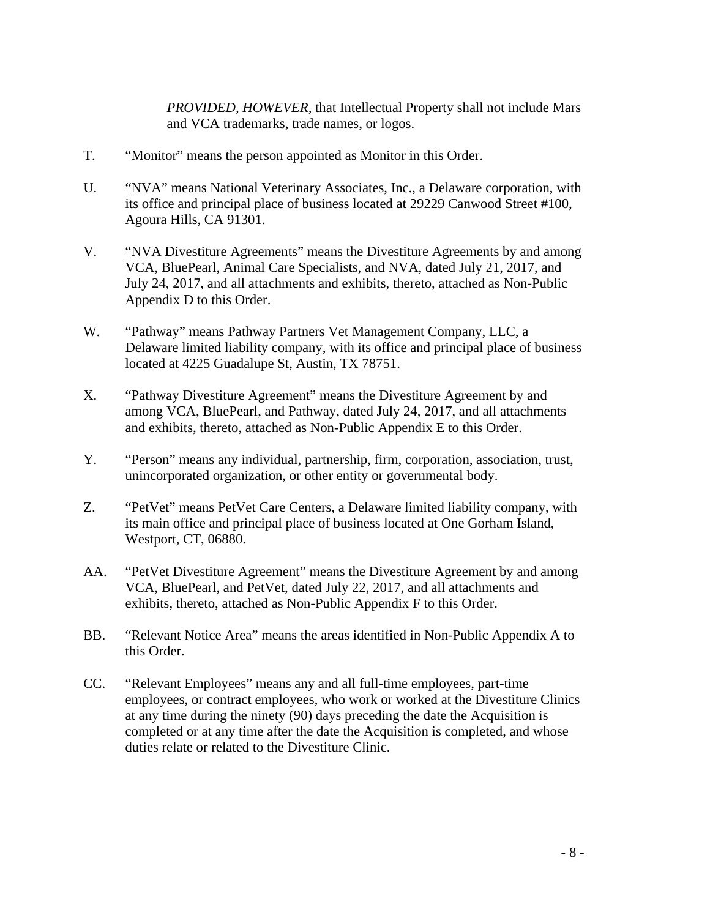*PROVIDED, HOWEVER*, that Intellectual Property shall not include Mars and VCA trademarks, trade names, or logos.

T. "Monitor" means the person appointed as Monitor in this Order.

U. "NVA" means National Veterinary Associates, Inc., a Delaware corporation, with its office and principal place of business located at 29229 Canwood Street #100, Agoura Hills, CA 91301.

V. "NVA Divestiture Agreements" means the Divestiture Agreements by and among VCA, BluePearl, Animal Care Specialists, and NVA, dated July 21, 2017, and July 24, 2017, and all attachments and exhibits, thereto, attached as Non-Public Appendix D to this Order.

W. "Pathway" means Pathway Partners Vet Management Company, LLC, a Delaware limited liability company, with its office and principal place of business located at 4225 Guadalupe St, Austin, TX 78751.

X. "Pathway Divestiture Agreement" means the Divestiture Agreement by and among VCA, BluePearl, and Pathway, dated July 24, 2017, and all attachments and exhibits, thereto, attached as Non-Public Appendix E to this Order.

Y. "Person" means any individual, partnership, firm, corporation, association, trust, unincorporated organization, or other entity or governmental body.

Z. "PetVet" means PetVet Care Centers, a Delaware limited liability company, with its main office and principal place of business located at One Gorham Island, Westport, CT, 06880.

AA. "PetVet Divestiture Agreement" means the Divestiture Agreement by and among VCA, BluePearl, and PetVet, dated July 22, 2017, and all attachments and exhibits, thereto, attached as Non-Public Appendix F to this Order.

BB. "Relevant Notice Area" means the areas identified in Non-Public Appendix A to this Order.

CC. "Relevant Employees" means any and all full-time employees, part-time employees, or contract employees, who work or worked at the Divestiture Clinics at any time during the ninety (90) days preceding the date the Acquisition is completed or at any time after the date the Acquisition is completed, and whose duties relate or related to the Divestiture Clinic.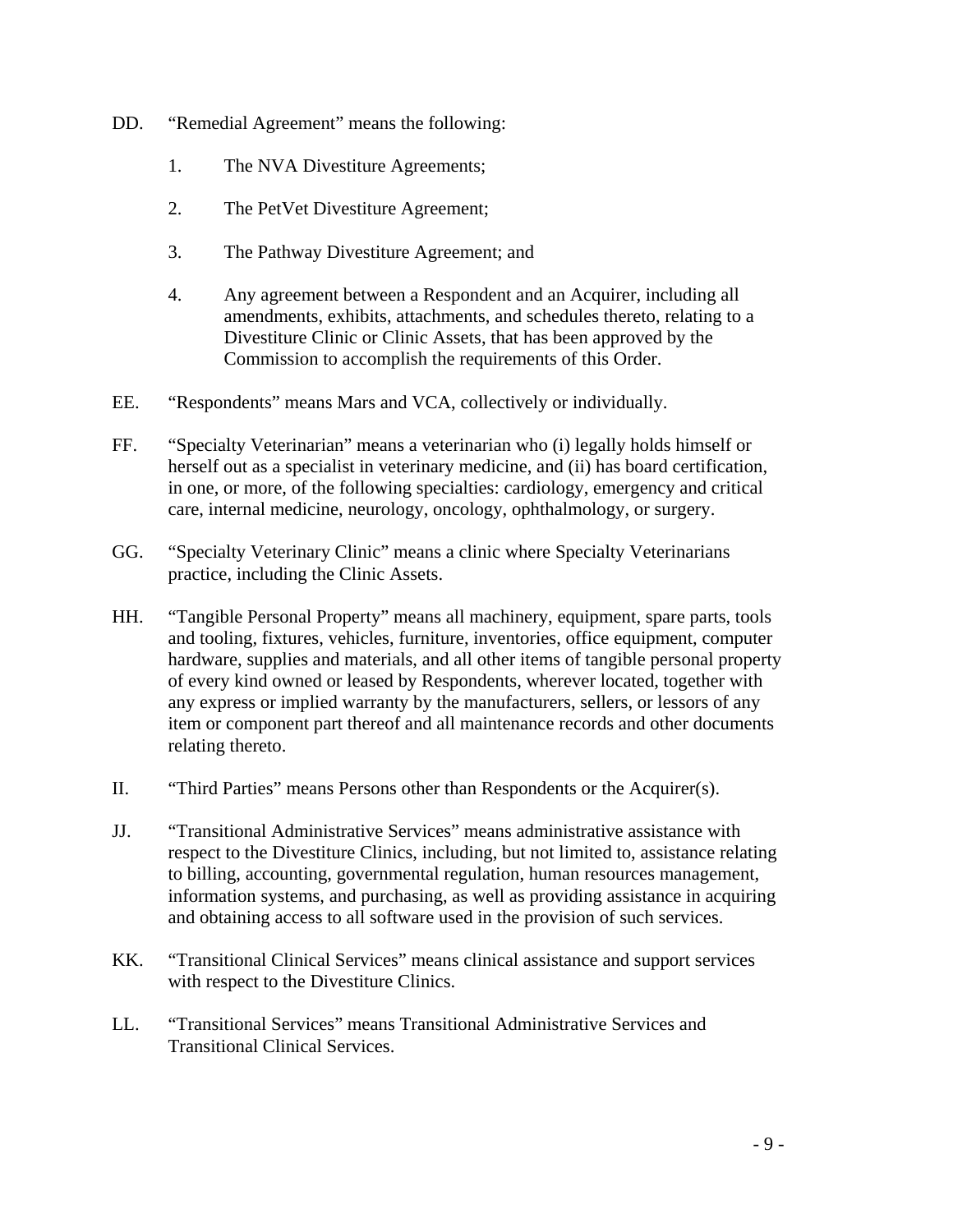DD. "Remedial Agreement" means the following:

1. The NVA Divestiture Agreements;

2. The PetVet Divestiture Agreement;

3. The Pathway Divestiture Agreement; and

4. Any agreement between a Respondent and an Acquirer, including all amendments, exhibits, attachments, and schedules thereto, relating to a Divestiture Clinic or Clinic Assets, that has been approved by the Commission to accomplish the requirements of this Order.

EE. "Respondents" means Mars and VCA, collectively or individually.

FF. "Specialty Veterinarian" means a veterinarian who (i) legally holds himself or herself out as a specialist in veterinary medicine, and (ii) has board certification, in one, or more, of the following specialties: cardiology, emergency and critical care, internal medicine, neurology, oncology, ophthalmology, or surgery.

GG. "Specialty Veterinary Clinic" means a clinic where Specialty Veterinarians practice, including the Clinic Assets.

HH. "Tangible Personal Property" means all machinery, equipment, spare parts, tools and tooling, fixtures, vehicles, furniture, inventories, office equipment, computer hardware, supplies and materials, and all other items of tangible personal property of every kind owned or leased by Respondents, wherever located, together with any express or implied warranty by the manufacturers, sellers, or lessors of any item or component part thereof and all maintenance records and other documents relating thereto.

II. "Third Parties" means Persons other than Respondents or the Acquirer(s).

JJ. "Transitional Administrative Services" means administrative assistance with respect to the Divestiture Clinics, including, but not limited to, assistance relating to billing, accounting, governmental regulation, human resources management, information systems, and purchasing, as well as providing assistance in acquiring and obtaining access to all software used in the provision of such services.

KK. "Transitional Clinical Services" means clinical assistance and support services with respect to the Divestiture Clinics.

LL. "Transitional Services" means Transitional Administrative Services and Transitional Clinical Services.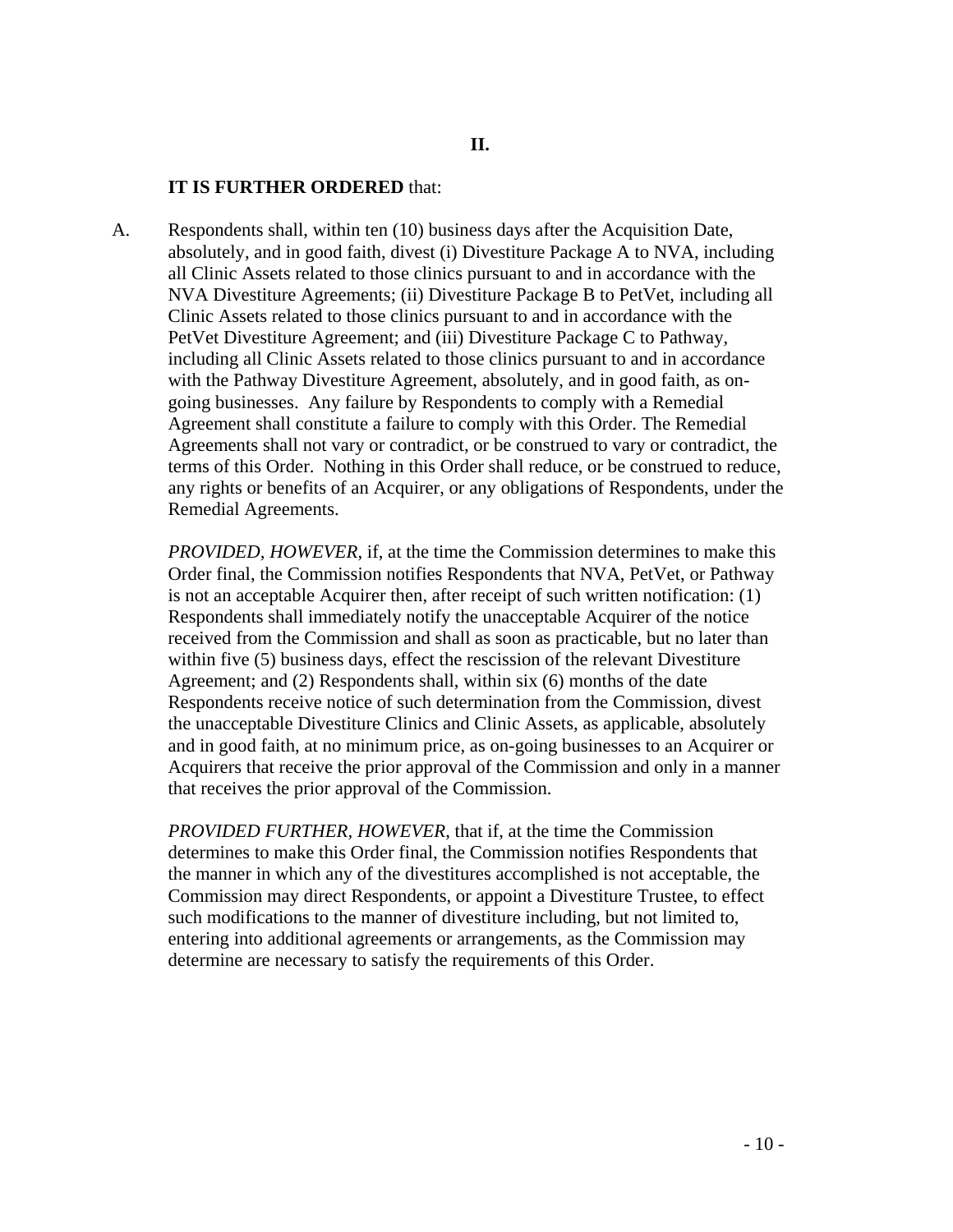## II.

**IT IS FURTHER ORDERED** that:

A. Respondents shall, within ten (10) business days after the Acquisition Date, absolutely, and in good faith, divest (i) Divestiture Package A to NVA, including all Clinic Assets related to those clinics pursuant to and in accordance with the NVA Divestiture Agreements; (ii) Divestiture Package B to PetVet, including all Clinic Assets related to those clinics pursuant to and in accordance with the PetVet Divestiture Agreement; and (iii) Divestiture Package C to Pathway, including all Clinic Assets related to those clinics pursuant to and in accordance with the Pathway Divestiture Agreement, absolutely, and in good faith, as on-going businesses. Any failure by Respondents to comply with a Remedial Agreement shall constitute a failure to comply with this Order. The Remedial Agreements shall not vary or contradict, or be construed to vary or contradict, the terms of this Order. Nothing in this Order shall reduce, or be construed to reduce, any rights or benefits of an Acquirer, or any obligations of Respondents, under the Remedial Agreements.

   *PROVIDED, HOWEVER*, if, at the time the Commission determines to make this Order final, the Commission notifies Respondents that NVA, PetVet, or Pathway is not an acceptable Acquirer then, after receipt of such written notification: (1) Respondents shall immediately notify the unacceptable Acquirer of the notice received from the Commission and shall as soon as practicable, but no later than within five (5) business days, effect the rescission of the relevant Divestiture Agreement; and (2) Respondents shall, within six (6) months of the date Respondents receive notice of such determination from the Commission, divest the unacceptable Divestiture Clinics and Clinic Assets, as applicable, absolutely and in good faith, at no minimum price, as on-going businesses to an Acquirer or Acquirers that receive the prior approval of the Commission and only in a manner that receives the prior approval of the Commission.

   *PROVIDED FURTHER, HOWEVER*, that if, at the time the Commission determines to make this Order final, the Commission notifies Respondents that the manner in which any of the divestitures accomplished is not acceptable, the Commission may direct Respondents, or appoint a Divestiture Trustee, to effect such modifications to the manner of divestiture including, but not limited to, entering into additional agreements or arrangements, as the Commission may determine are necessary to satisfy the requirements of this Order.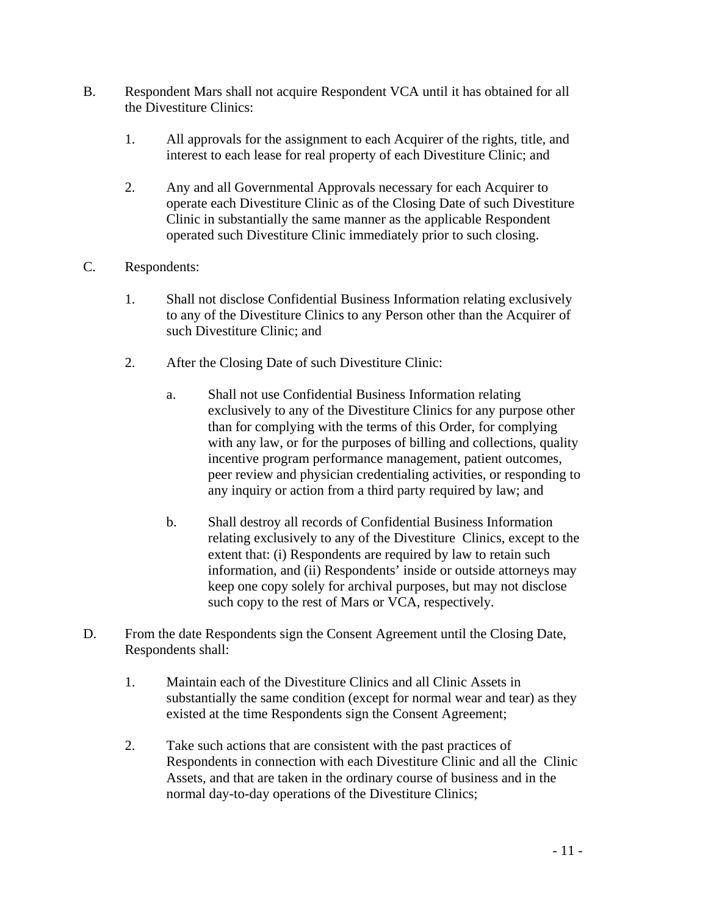B. Respondent Mars shall not acquire Respondent VCA until it has obtained for all the Divestiture Clinics:

   1. All approvals for the assignment to each Acquirer of the rights, title, and interest to each lease for real property of each Divestiture Clinic; and

   2. Any and all Governmental Approvals necessary for each Acquirer to operate each Divestiture Clinic as of the Closing Date of such Divestiture Clinic in substantially the same manner as the applicable Respondent operated such Divestiture Clinic immediately prior to such closing.

C. Respondents:

   1. Shall not disclose Confidential Business Information relating exclusively to any of the Divestiture Clinics to any Person other than the Acquirer of such Divestiture Clinic; and

   2. After the Closing Date of such Divestiture Clinic:

      a. Shall not use Confidential Business Information relating exclusively to any of the Divestiture Clinics for any purpose other than for complying with the terms of this Order, for complying with any law, or for the purposes of billing and collections, quality incentive program performance management, patient outcomes, peer review and physician credentialing activities, or responding to any inquiry or action from a third party required by law; and

      b. Shall destroy all records of Confidential Business Information relating exclusively to any of the Divestiture Clinics, except to the extent that: (i) Respondents are required by law to retain such information, and (ii) Respondents' inside or outside attorneys may keep one copy solely for archival purposes, but may not disclose such copy to the rest of Mars or VCA, respectively.

D. From the date Respondents sign the Consent Agreement until the Closing Date, Respondents shall:

   1. Maintain each of the Divestiture Clinics and all Clinic Assets in substantially the same condition (except for normal wear and tear) as they existed at the time Respondents sign the Consent Agreement;

   2. Take such actions that are consistent with the past practices of Respondents in connection with each Divestiture Clinic and all the Clinic Assets, and that are taken in the ordinary course of business and in the normal day-to-day operations of the Divestiture Clinics;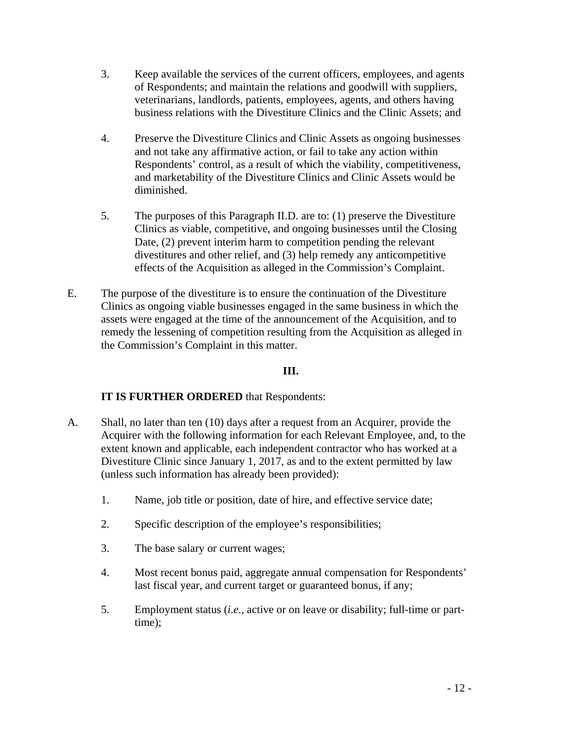3. Keep available the services of the current officers, employees, and agents of Respondents; and maintain the relations and goodwill with suppliers, veterinarians, landlords, patients, employees, agents, and others having business relations with the Divestiture Clinics and the Clinic Assets; and

4. Preserve the Divestiture Clinics and Clinic Assets as ongoing businesses and not take any affirmative action, or fail to take any action within Respondents' control, as a result of which the viability, competitiveness, and marketability of the Divestiture Clinics and Clinic Assets would be diminished.

5. The purposes of this Paragraph II.D. are to: (1) preserve the Divestiture Clinics as viable, competitive, and ongoing businesses until the Closing Date, (2) prevent interim harm to competition pending the relevant divestitures and other relief, and (3) help remedy any anticompetitive effects of the Acquisition as alleged in the Commission's Complaint.

E. The purpose of the divestiture is to ensure the continuation of the Divestiture Clinics as ongoing viable businesses engaged in the same business in which the assets were engaged at the time of the announcement of the Acquisition, and to remedy the lessening of competition resulting from the Acquisition as alleged in the Commission's Complaint in this matter.

**III.**

**IT IS FURTHER ORDERED** that Respondents:

A. Shall, no later than ten (10) days after a request from an Acquirer, provide the Acquirer with the following information for each Relevant Employee, and, to the extent known and applicable, each independent contractor who has worked at a Divestiture Clinic since January 1, 2017, as and to the extent permitted by law (unless such information has already been provided):

1. Name, job title or position, date of hire, and effective service date;

2. Specific description of the employee's responsibilities;

3. The base salary or current wages;

4. Most recent bonus paid, aggregate annual compensation for Respondents' last fiscal year, and current target or guaranteed bonus, if any;

5. Employment status (*i.e.*, active or on leave or disability; full-time or part-time);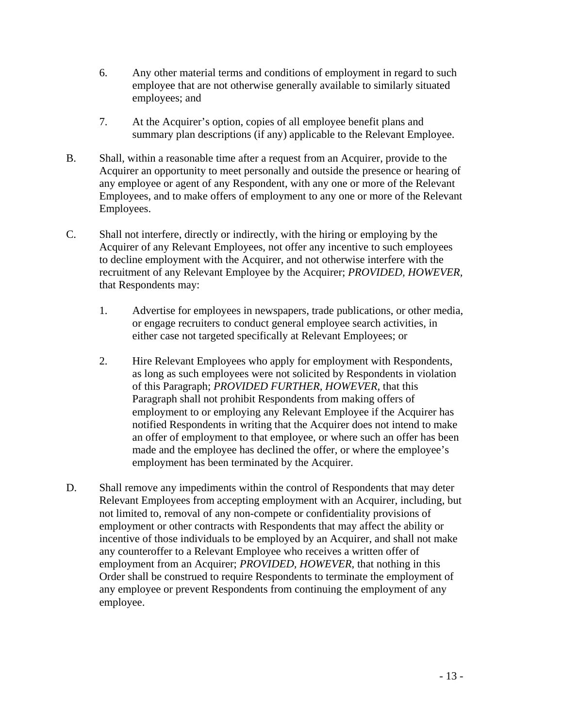6. Any other material terms and conditions of employment in regard to such employee that are not otherwise generally available to similarly situated employees; and

7. At the Acquirer's option, copies of all employee benefit plans and summary plan descriptions (if any) applicable to the Relevant Employee.

B. Shall, within a reasonable time after a request from an Acquirer, provide to the Acquirer an opportunity to meet personally and outside the presence or hearing of any employee or agent of any Respondent, with any one or more of the Relevant Employees, and to make offers of employment to any one or more of the Relevant Employees.

C. Shall not interfere, directly or indirectly, with the hiring or employing by the Acquirer of any Relevant Employees, not offer any incentive to such employees to decline employment with the Acquirer, and not otherwise interfere with the recruitment of any Relevant Employee by the Acquirer; *PROVIDED, HOWEVER,* that Respondents may:

1. Advertise for employees in newspapers, trade publications, or other media, or engage recruiters to conduct general employee search activities, in either case not targeted specifically at Relevant Employees; or

2. Hire Relevant Employees who apply for employment with Respondents, as long as such employees were not solicited by Respondents in violation of this Paragraph; *PROVIDED FURTHER, HOWEVER*, that this Paragraph shall not prohibit Respondents from making offers of employment to or employing any Relevant Employee if the Acquirer has notified Respondents in writing that the Acquirer does not intend to make an offer of employment to that employee, or where such an offer has been made and the employee has declined the offer, or where the employee's employment has been terminated by the Acquirer.

D. Shall remove any impediments within the control of Respondents that may deter Relevant Employees from accepting employment with an Acquirer, including, but not limited to, removal of any non-compete or confidentiality provisions of employment or other contracts with Respondents that may affect the ability or incentive of those individuals to be employed by an Acquirer, and shall not make any counteroffer to a Relevant Employee who receives a written offer of employment from an Acquirer; *PROVIDED, HOWEVER*, that nothing in this Order shall be construed to require Respondents to terminate the employment of any employee or prevent Respondents from continuing the employment of any employee.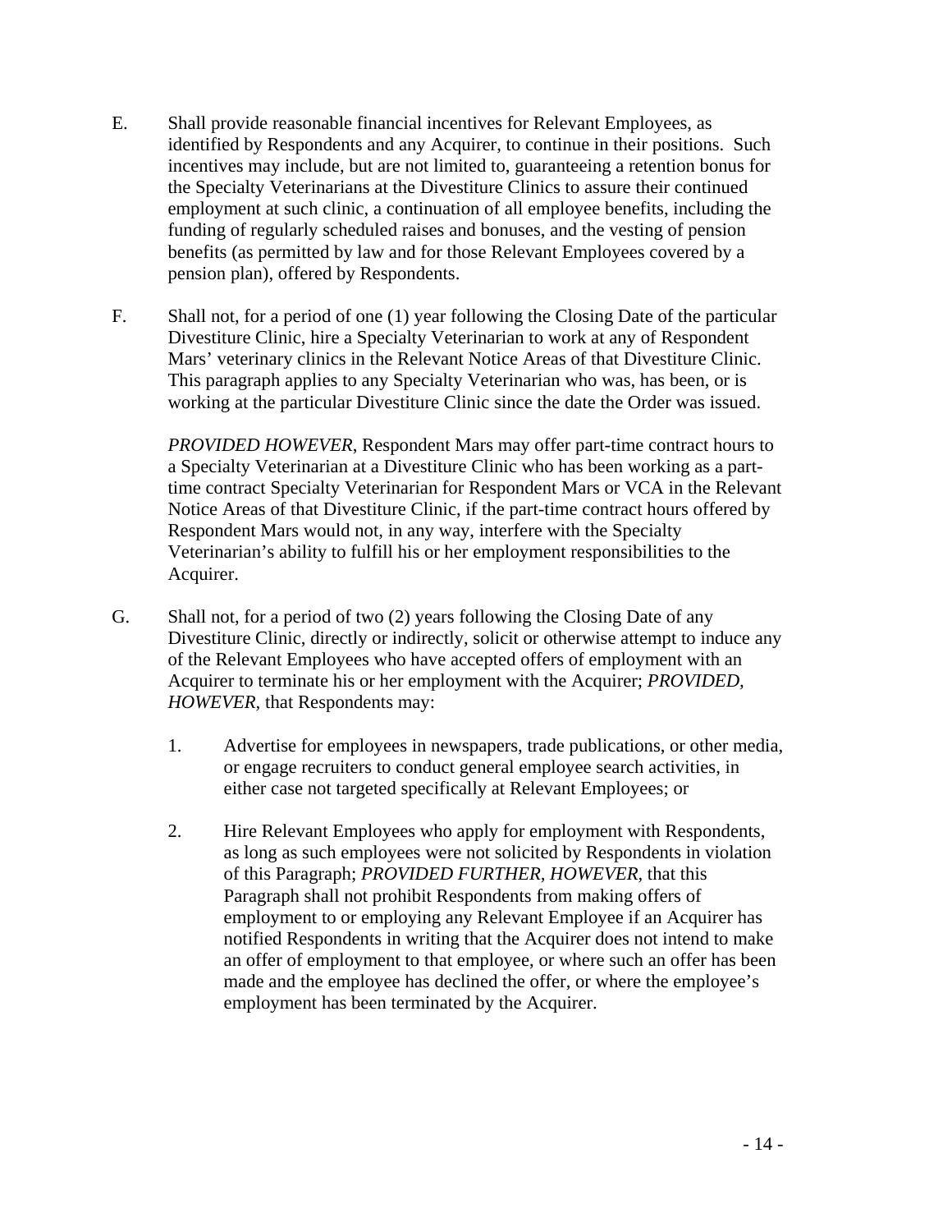E. Shall provide reasonable financial incentives for Relevant Employees, as identified by Respondents and any Acquirer, to continue in their positions. Such incentives may include, but are not limited to, guaranteeing a retention bonus for the Specialty Veterinarians at the Divestiture Clinics to assure their continued employment at such clinic, a continuation of all employee benefits, including the funding of regularly scheduled raises and bonuses, and the vesting of pension benefits (as permitted by law and for those Relevant Employees covered by a pension plan), offered by Respondents.

F. Shall not, for a period of one (1) year following the Closing Date of the particular Divestiture Clinic, hire a Specialty Veterinarian to work at any of Respondent Mars' veterinary clinics in the Relevant Notice Areas of that Divestiture Clinic. This paragraph applies to any Specialty Veterinarian who was, has been, or is working at the particular Divestiture Clinic since the date the Order was issued.

   *PROVIDED HOWEVER*, Respondent Mars may offer part-time contract hours to a Specialty Veterinarian at a Divestiture Clinic who has been working as a part-time contract Specialty Veterinarian for Respondent Mars or VCA in the Relevant Notice Areas of that Divestiture Clinic, if the part-time contract hours offered by Respondent Mars would not, in any way, interfere with the Specialty Veterinarian's ability to fulfill his or her employment responsibilities to the Acquirer.

G. Shall not, for a period of two (2) years following the Closing Date of any Divestiture Clinic, directly or indirectly, solicit or otherwise attempt to induce any of the Relevant Employees who have accepted offers of employment with an Acquirer to terminate his or her employment with the Acquirer; *PROVIDED, HOWEVER*, that Respondents may:

   1. Advertise for employees in newspapers, trade publications, or other media, or engage recruiters to conduct general employee search activities, in either case not targeted specifically at Relevant Employees; or

   2. Hire Relevant Employees who apply for employment with Respondents, as long as such employees were not solicited by Respondents in violation of this Paragraph; *PROVIDED FURTHER, HOWEVER*, that this Paragraph shall not prohibit Respondents from making offers of employment to or employing any Relevant Employee if an Acquirer has notified Respondents in writing that the Acquirer does not intend to make an offer of employment to that employee, or where such an offer has been made and the employee has declined the offer, or where the employee's employment has been terminated by the Acquirer.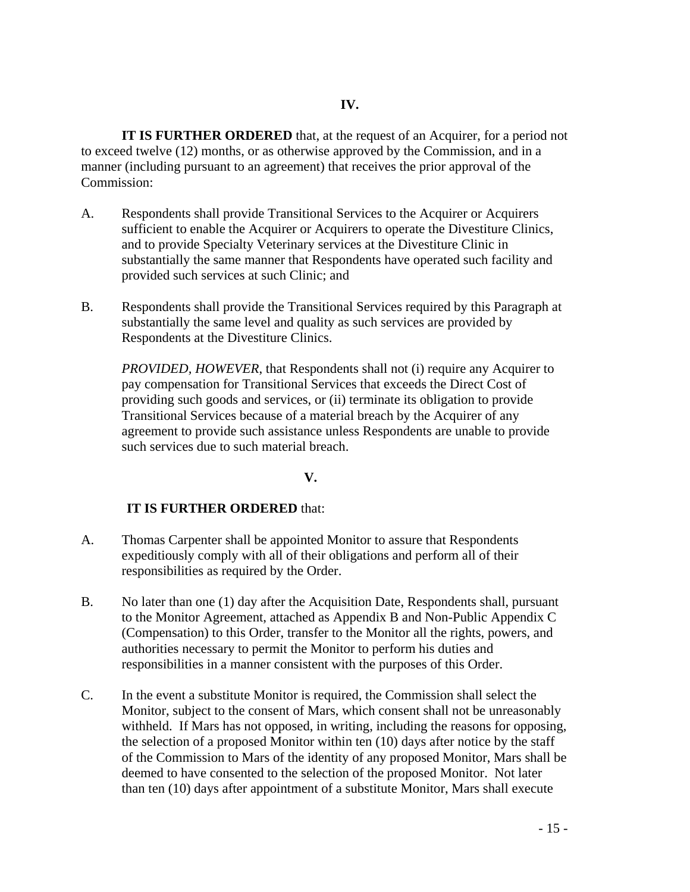**IV.**

**IT IS FURTHER ORDERED** that, at the request of an Acquirer, for a period not to exceed twelve (12) months, or as otherwise approved by the Commission, and in a manner (including pursuant to an agreement) that receives the prior approval of the Commission:

A. Respondents shall provide Transitional Services to the Acquirer or Acquirers sufficient to enable the Acquirer or Acquirers to operate the Divestiture Clinics, and to provide Specialty Veterinary services at the Divestiture Clinic in substantially the same manner that Respondents have operated such facility and provided such services at such Clinic; and

B. Respondents shall provide the Transitional Services required by this Paragraph at substantially the same level and quality as such services are provided by Respondents at the Divestiture Clinics.

*PROVIDED, HOWEVER*, that Respondents shall not (i) require any Acquirer to pay compensation for Transitional Services that exceeds the Direct Cost of providing such goods and services, or (ii) terminate its obligation to provide Transitional Services because of a material breach by the Acquirer of any agreement to provide such assistance unless Respondents are unable to provide such services due to such material breach.

**V.**

**IT IS FURTHER ORDERED** that:

A. Thomas Carpenter shall be appointed Monitor to assure that Respondents expeditiously comply with all of their obligations and perform all of their responsibilities as required by the Order.

B. No later than one (1) day after the Acquisition Date, Respondents shall, pursuant to the Monitor Agreement, attached as Appendix B and Non-Public Appendix C (Compensation) to this Order, transfer to the Monitor all the rights, powers, and authorities necessary to permit the Monitor to perform his duties and responsibilities in a manner consistent with the purposes of this Order.

C. In the event a substitute Monitor is required, the Commission shall select the Monitor, subject to the consent of Mars, which consent shall not be unreasonably withheld. If Mars has not opposed, in writing, including the reasons for opposing, the selection of a proposed Monitor within ten (10) days after notice by the staff of the Commission to Mars of the identity of any proposed Monitor, Mars shall be deemed to have consented to the selection of the proposed Monitor. Not later than ten (10) days after appointment of a substitute Monitor, Mars shall execute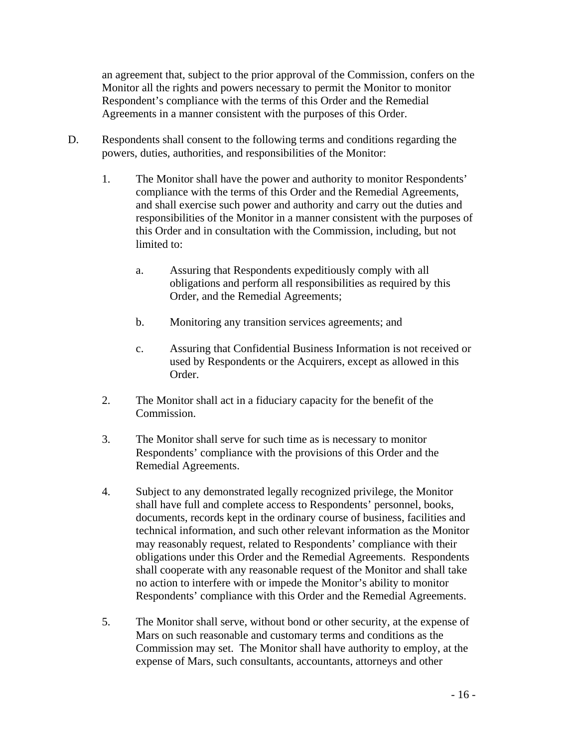an agreement that, subject to the prior approval of the Commission, confers on the Monitor all the rights and powers necessary to permit the Monitor to monitor Respondent's compliance with the terms of this Order and the Remedial Agreements in a manner consistent with the purposes of this Order.

D. Respondents shall consent to the following terms and conditions regarding the powers, duties, authorities, and responsibilities of the Monitor:

1. The Monitor shall have the power and authority to monitor Respondents' compliance with the terms of this Order and the Remedial Agreements, and shall exercise such power and authority and carry out the duties and responsibilities of the Monitor in a manner consistent with the purposes of this Order and in consultation with the Commission, including, but not limited to:

   a. Assuring that Respondents expeditiously comply with all obligations and perform all responsibilities as required by this Order, and the Remedial Agreements;

   b. Monitoring any transition services agreements; and

   c. Assuring that Confidential Business Information is not received or used by Respondents or the Acquirers, except as allowed in this Order.

2. The Monitor shall act in a fiduciary capacity for the benefit of the Commission.

3. The Monitor shall serve for such time as is necessary to monitor Respondents' compliance with the provisions of this Order and the Remedial Agreements.

4. Subject to any demonstrated legally recognized privilege, the Monitor shall have full and complete access to Respondents' personnel, books, documents, records kept in the ordinary course of business, facilities and technical information, and such other relevant information as the Monitor may reasonably request, related to Respondents' compliance with their obligations under this Order and the Remedial Agreements. Respondents shall cooperate with any reasonable request of the Monitor and shall take no action to interfere with or impede the Monitor's ability to monitor Respondents' compliance with this Order and the Remedial Agreements.

5. The Monitor shall serve, without bond or other security, at the expense of Mars on such reasonable and customary terms and conditions as the Commission may set. The Monitor shall have authority to employ, at the expense of Mars, such consultants, accountants, attorneys and other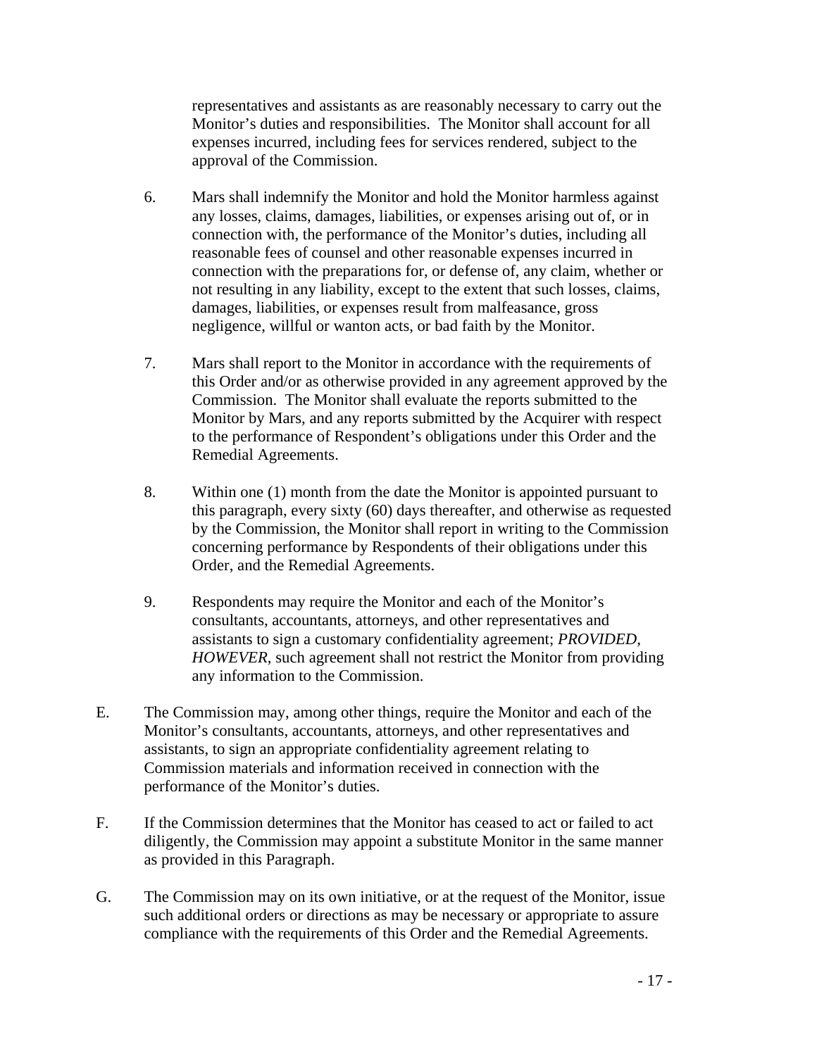representatives and assistants as are reasonably necessary to carry out the Monitor's duties and responsibilities. The Monitor shall account for all expenses incurred, including fees for services rendered, subject to the approval of the Commission.

6. Mars shall indemnify the Monitor and hold the Monitor harmless against any losses, claims, damages, liabilities, or expenses arising out of, or in connection with, the performance of the Monitor's duties, including all reasonable fees of counsel and other reasonable expenses incurred in connection with the preparations for, or defense of, any claim, whether or not resulting in any liability, except to the extent that such losses, claims, damages, liabilities, or expenses result from malfeasance, gross negligence, willful or wanton acts, or bad faith by the Monitor.

7. Mars shall report to the Monitor in accordance with the requirements of this Order and/or as otherwise provided in any agreement approved by the Commission. The Monitor shall evaluate the reports submitted to the Monitor by Mars, and any reports submitted by the Acquirer with respect to the performance of Respondent's obligations under this Order and the Remedial Agreements.

8. Within one (1) month from the date the Monitor is appointed pursuant to this paragraph, every sixty (60) days thereafter, and otherwise as requested by the Commission, the Monitor shall report in writing to the Commission concerning performance by Respondents of their obligations under this Order, and the Remedial Agreements.

9. Respondents may require the Monitor and each of the Monitor's consultants, accountants, attorneys, and other representatives and assistants to sign a customary confidentiality agreement; *PROVIDED, HOWEVER*, such agreement shall not restrict the Monitor from providing any information to the Commission.

E. The Commission may, among other things, require the Monitor and each of the Monitor's consultants, accountants, attorneys, and other representatives and assistants, to sign an appropriate confidentiality agreement relating to Commission materials and information received in connection with the performance of the Monitor's duties.

F. If the Commission determines that the Monitor has ceased to act or failed to act diligently, the Commission may appoint a substitute Monitor in the same manner as provided in this Paragraph.

G. The Commission may on its own initiative, or at the request of the Monitor, issue such additional orders or directions as may be necessary or appropriate to assure compliance with the requirements of this Order and the Remedial Agreements.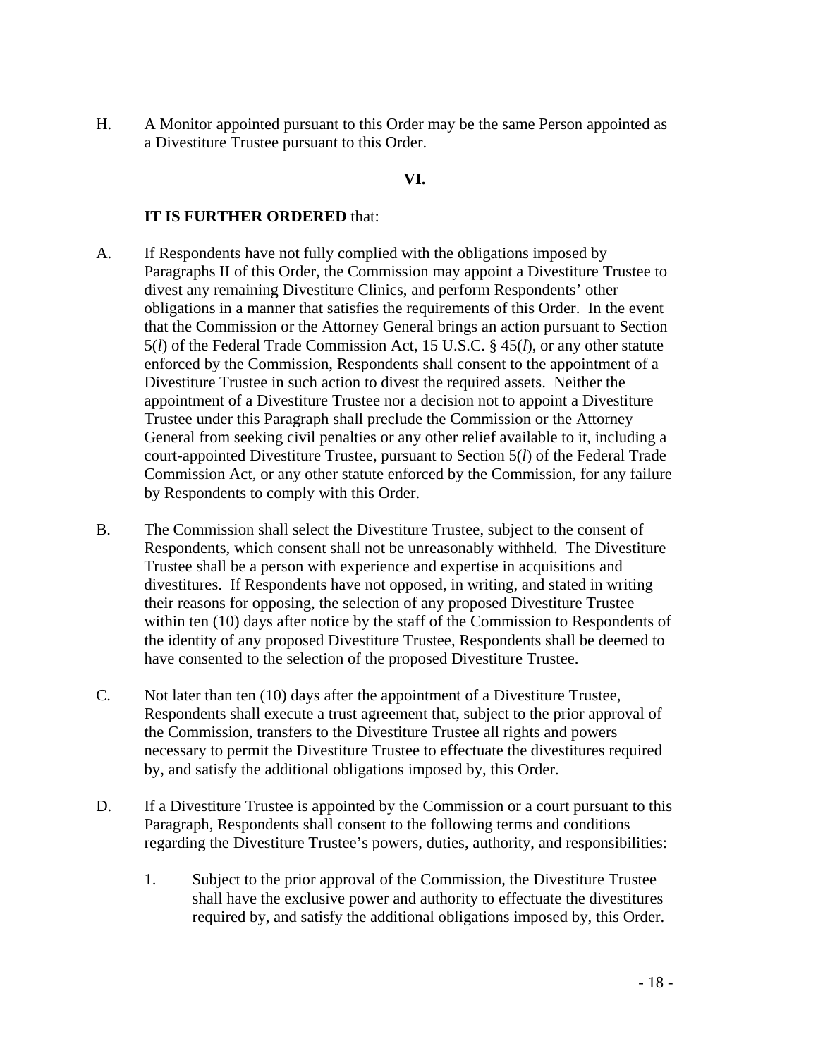H. A Monitor appointed pursuant to this Order may be the same Person appointed as a Divestiture Trustee pursuant to this Order.

**VI.**

**IT IS FURTHER ORDERED** that:

A. If Respondents have not fully complied with the obligations imposed by Paragraphs II of this Order, the Commission may appoint a Divestiture Trustee to divest any remaining Divestiture Clinics, and perform Respondents' other obligations in a manner that satisfies the requirements of this Order. In the event that the Commission or the Attorney General brings an action pursuant to Section 5(*l*) of the Federal Trade Commission Act, 15 U.S.C. § 45(*l*), or any other statute enforced by the Commission, Respondents shall consent to the appointment of a Divestiture Trustee in such action to divest the required assets. Neither the appointment of a Divestiture Trustee nor a decision not to appoint a Divestiture Trustee under this Paragraph shall preclude the Commission or the Attorney General from seeking civil penalties or any other relief available to it, including a court-appointed Divestiture Trustee, pursuant to Section 5(*l*) of the Federal Trade Commission Act, or any other statute enforced by the Commission, for any failure by Respondents to comply with this Order.

B. The Commission shall select the Divestiture Trustee, subject to the consent of Respondents, which consent shall not be unreasonably withheld. The Divestiture Trustee shall be a person with experience and expertise in acquisitions and divestitures. If Respondents have not opposed, in writing, and stated in writing their reasons for opposing, the selection of any proposed Divestiture Trustee within ten (10) days after notice by the staff of the Commission to Respondents of the identity of any proposed Divestiture Trustee, Respondents shall be deemed to have consented to the selection of the proposed Divestiture Trustee.

C. Not later than ten (10) days after the appointment of a Divestiture Trustee, Respondents shall execute a trust agreement that, subject to the prior approval of the Commission, transfers to the Divestiture Trustee all rights and powers necessary to permit the Divestiture Trustee to effectuate the divestitures required by, and satisfy the additional obligations imposed by, this Order.

D. If a Divestiture Trustee is appointed by the Commission or a court pursuant to this Paragraph, Respondents shall consent to the following terms and conditions regarding the Divestiture Trustee's powers, duties, authority, and responsibilities:

   1. Subject to the prior approval of the Commission, the Divestiture Trustee shall have the exclusive power and authority to effectuate the divestitures required by, and satisfy the additional obligations imposed by, this Order.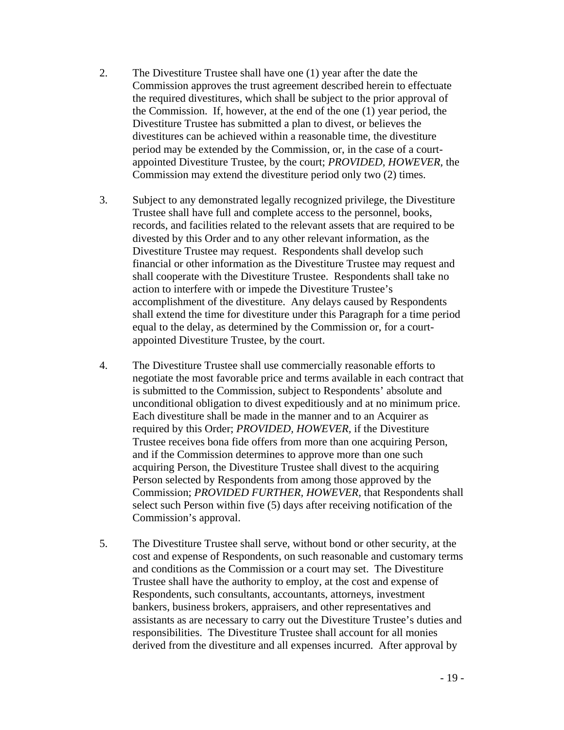2. The Divestiture Trustee shall have one (1) year after the date the Commission approves the trust agreement described herein to effectuate the required divestitures, which shall be subject to the prior approval of the Commission. If, however, at the end of the one (1) year period, the Divestiture Trustee has submitted a plan to divest, or believes the divestitures can be achieved within a reasonable time, the divestiture period may be extended by the Commission, or, in the case of a court-appointed Divestiture Trustee, by the court; *PROVIDED, HOWEVER*, the Commission may extend the divestiture period only two (2) times.

3. Subject to any demonstrated legally recognized privilege, the Divestiture Trustee shall have full and complete access to the personnel, books, records, and facilities related to the relevant assets that are required to be divested by this Order and to any other relevant information, as the Divestiture Trustee may request. Respondents shall develop such financial or other information as the Divestiture Trustee may request and shall cooperate with the Divestiture Trustee. Respondents shall take no action to interfere with or impede the Divestiture Trustee's accomplishment of the divestiture. Any delays caused by Respondents shall extend the time for divestiture under this Paragraph for a time period equal to the delay, as determined by the Commission or, for a court-appointed Divestiture Trustee, by the court.

4. The Divestiture Trustee shall use commercially reasonable efforts to negotiate the most favorable price and terms available in each contract that is submitted to the Commission, subject to Respondents' absolute and unconditional obligation to divest expeditiously and at no minimum price. Each divestiture shall be made in the manner and to an Acquirer as required by this Order; *PROVIDED, HOWEVER*, if the Divestiture Trustee receives bona fide offers from more than one acquiring Person, and if the Commission determines to approve more than one such acquiring Person, the Divestiture Trustee shall divest to the acquiring Person selected by Respondents from among those approved by the Commission; *PROVIDED FURTHER, HOWEVER*, that Respondents shall select such Person within five (5) days after receiving notification of the Commission's approval.

5. The Divestiture Trustee shall serve, without bond or other security, at the cost and expense of Respondents, on such reasonable and customary terms and conditions as the Commission or a court may set. The Divestiture Trustee shall have the authority to employ, at the cost and expense of Respondents, such consultants, accountants, attorneys, investment bankers, business brokers, appraisers, and other representatives and assistants as are necessary to carry out the Divestiture Trustee's duties and responsibilities. The Divestiture Trustee shall account for all monies derived from the divestiture and all expenses incurred. After approval by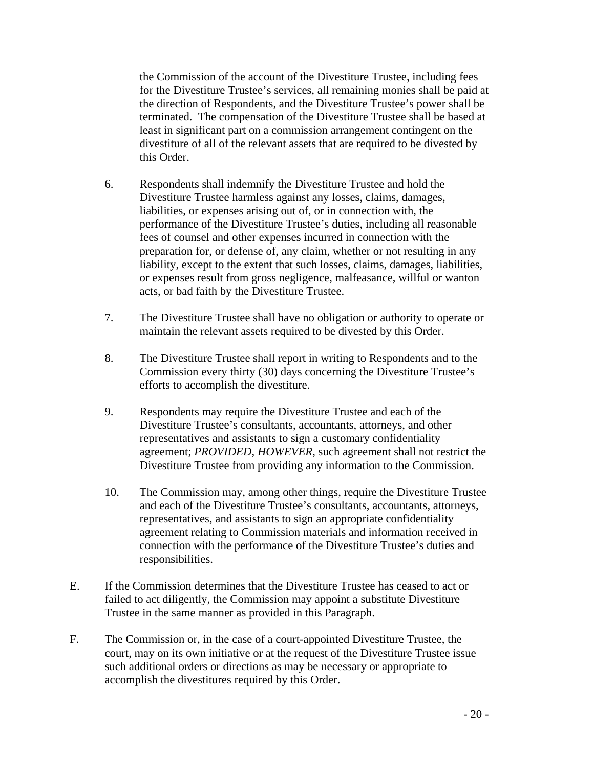the Commission of the account of the Divestiture Trustee, including fees for the Divestiture Trustee's services, all remaining monies shall be paid at the direction of Respondents, and the Divestiture Trustee's power shall be terminated. The compensation of the Divestiture Trustee shall be based at least in significant part on a commission arrangement contingent on the divestiture of all of the relevant assets that are required to be divested by this Order.

6. Respondents shall indemnify the Divestiture Trustee and hold the Divestiture Trustee harmless against any losses, claims, damages, liabilities, or expenses arising out of, or in connection with, the performance of the Divestiture Trustee's duties, including all reasonable fees of counsel and other expenses incurred in connection with the preparation for, or defense of, any claim, whether or not resulting in any liability, except to the extent that such losses, claims, damages, liabilities, or expenses result from gross negligence, malfeasance, willful or wanton acts, or bad faith by the Divestiture Trustee.

7. The Divestiture Trustee shall have no obligation or authority to operate or maintain the relevant assets required to be divested by this Order.

8. The Divestiture Trustee shall report in writing to Respondents and to the Commission every thirty (30) days concerning the Divestiture Trustee's efforts to accomplish the divestiture.

9. Respondents may require the Divestiture Trustee and each of the Divestiture Trustee's consultants, accountants, attorneys, and other representatives and assistants to sign a customary confidentiality agreement; *PROVIDED, HOWEVER*, such agreement shall not restrict the Divestiture Trustee from providing any information to the Commission.

10. The Commission may, among other things, require the Divestiture Trustee and each of the Divestiture Trustee's consultants, accountants, attorneys, representatives, and assistants to sign an appropriate confidentiality agreement relating to Commission materials and information received in connection with the performance of the Divestiture Trustee's duties and responsibilities.

E. If the Commission determines that the Divestiture Trustee has ceased to act or failed to act diligently, the Commission may appoint a substitute Divestiture Trustee in the same manner as provided in this Paragraph.

F. The Commission or, in the case of a court-appointed Divestiture Trustee, the court, may on its own initiative or at the request of the Divestiture Trustee issue such additional orders or directions as may be necessary or appropriate to accomplish the divestitures required by this Order.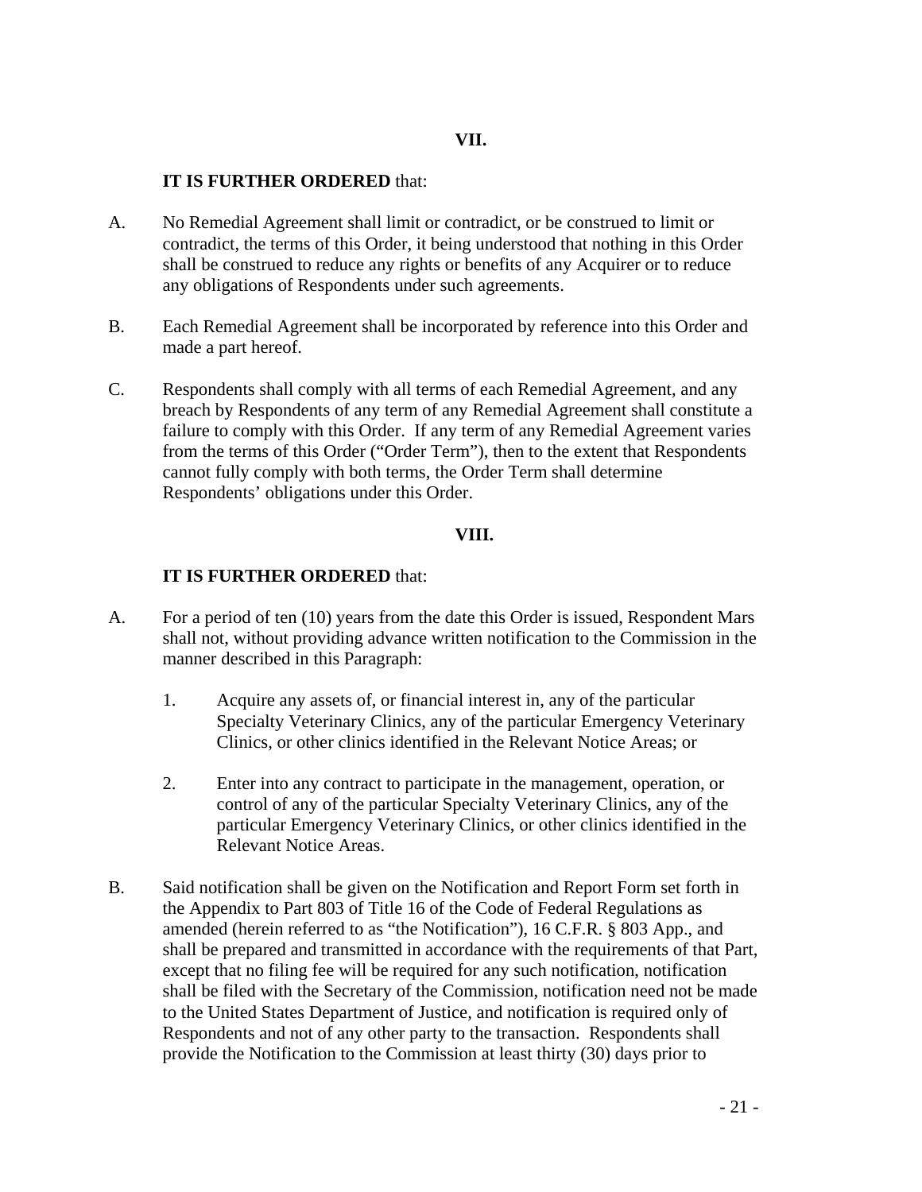## VII.

**IT IS FURTHER ORDERED** that:

A. No Remedial Agreement shall limit or contradict, or be construed to limit or contradict, the terms of this Order, it being understood that nothing in this Order shall be construed to reduce any rights or benefits of any Acquirer or to reduce any obligations of Respondents under such agreements.

B. Each Remedial Agreement shall be incorporated by reference into this Order and made a part hereof.

C. Respondents shall comply with all terms of each Remedial Agreement, and any breach by Respondents of any term of any Remedial Agreement shall constitute a failure to comply with this Order. If any term of any Remedial Agreement varies from the terms of this Order ("Order Term"), then to the extent that Respondents cannot fully comply with both terms, the Order Term shall determine Respondents' obligations under this Order.

## VIII.

**IT IS FURTHER ORDERED** that:

A. For a period of ten (10) years from the date this Order is issued, Respondent Mars shall not, without providing advance written notification to the Commission in the manner described in this Paragraph:

   1. Acquire any assets of, or financial interest in, any of the particular Specialty Veterinary Clinics, any of the particular Emergency Veterinary Clinics, or other clinics identified in the Relevant Notice Areas; or

   2. Enter into any contract to participate in the management, operation, or control of any of the particular Specialty Veterinary Clinics, any of the particular Emergency Veterinary Clinics, or other clinics identified in the Relevant Notice Areas.

B. Said notification shall be given on the Notification and Report Form set forth in the Appendix to Part 803 of Title 16 of the Code of Federal Regulations as amended (herein referred to as "the Notification"), 16 C.F.R. § 803 App., and shall be prepared and transmitted in accordance with the requirements of that Part, except that no filing fee will be required for any such notification, notification shall be filed with the Secretary of the Commission, notification need not be made to the United States Department of Justice, and notification is required only of Respondents and not of any other party to the transaction. Respondents shall provide the Notification to the Commission at least thirty (30) days prior to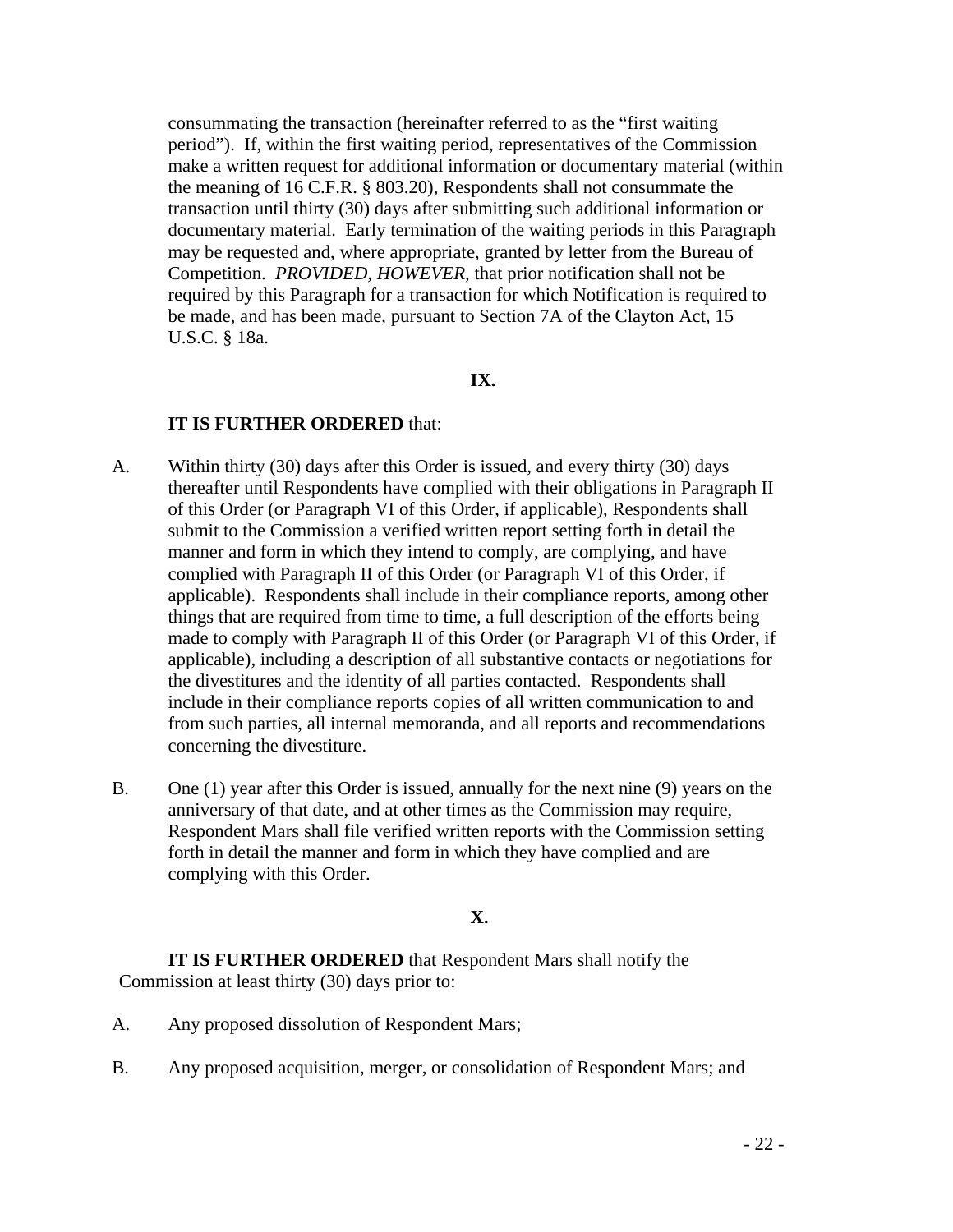consummating the transaction (hereinafter referred to as the "first waiting period"). If, within the first waiting period, representatives of the Commission make a written request for additional information or documentary material (within the meaning of 16 C.F.R. § 803.20), Respondents shall not consummate the transaction until thirty (30) days after submitting such additional information or documentary material. Early termination of the waiting periods in this Paragraph may be requested and, where appropriate, granted by letter from the Bureau of Competition. *PROVIDED, HOWEVER*, that prior notification shall not be required by this Paragraph for a transaction for which Notification is required to be made, and has been made, pursuant to Section 7A of the Clayton Act, 15 U.S.C. § 18a.

**IX.**

**IT IS FURTHER ORDERED** that:

A. Within thirty (30) days after this Order is issued, and every thirty (30) days thereafter until Respondents have complied with their obligations in Paragraph II of this Order (or Paragraph VI of this Order, if applicable), Respondents shall submit to the Commission a verified written report setting forth in detail the manner and form in which they intend to comply, are complying, and have complied with Paragraph II of this Order (or Paragraph VI of this Order, if applicable). Respondents shall include in their compliance reports, among other things that are required from time to time, a full description of the efforts being made to comply with Paragraph II of this Order (or Paragraph VI of this Order, if applicable), including a description of all substantive contacts or negotiations for the divestitures and the identity of all parties contacted. Respondents shall include in their compliance reports copies of all written communication to and from such parties, all internal memoranda, and all reports and recommendations concerning the divestiture.

B. One (1) year after this Order is issued, annually for the next nine (9) years on the anniversary of that date, and at other times as the Commission may require, Respondent Mars shall file verified written reports with the Commission setting forth in detail the manner and form in which they have complied and are complying with this Order.

**X.**

**IT IS FURTHER ORDERED** that Respondent Mars shall notify the Commission at least thirty (30) days prior to:

A. Any proposed dissolution of Respondent Mars;

B. Any proposed acquisition, merger, or consolidation of Respondent Mars; and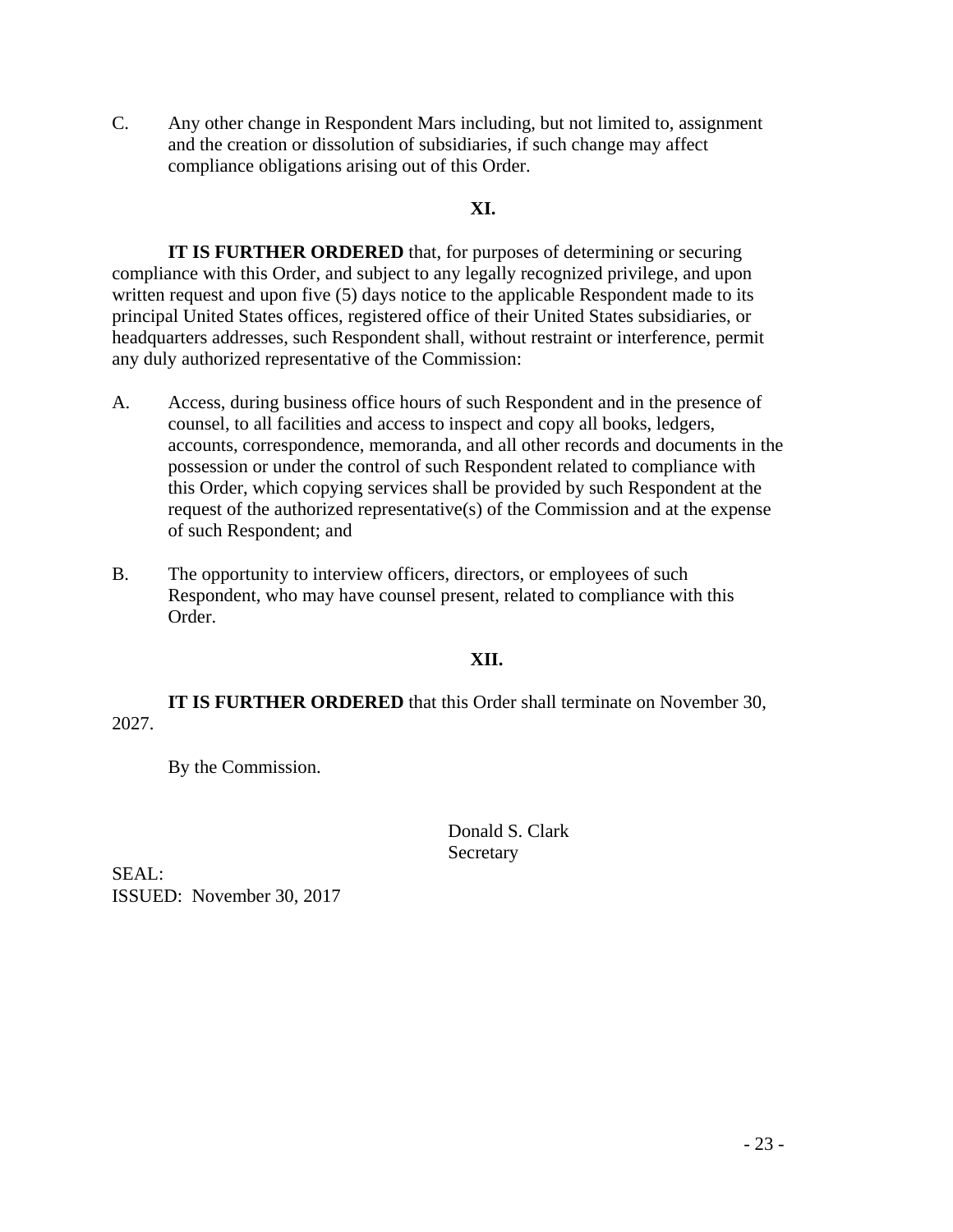C. Any other change in Respondent Mars including, but not limited to, assignment and the creation or dissolution of subsidiaries, if such change may affect compliance obligations arising out of this Order.

**XI.**

**IT IS FURTHER ORDERED** that, for purposes of determining or securing compliance with this Order, and subject to any legally recognized privilege, and upon written request and upon five (5) days notice to the applicable Respondent made to its principal United States offices, registered office of their United States subsidiaries, or headquarters addresses, such Respondent shall, without restraint or interference, permit any duly authorized representative of the Commission:

A. Access, during business office hours of such Respondent and in the presence of counsel, to all facilities and access to inspect and copy all books, ledgers, accounts, correspondence, memoranda, and all other records and documents in the possession or under the control of such Respondent related to compliance with this Order, which copying services shall be provided by such Respondent at the request of the authorized representative(s) of the Commission and at the expense of such Respondent; and

B. The opportunity to interview officers, directors, or employees of such Respondent, who may have counsel present, related to compliance with this Order.

**XII.**

**IT IS FURTHER ORDERED** that this Order shall terminate on November 30, 2027.

By the Commission.

Donald S. Clark
Secretary

SEAL:
ISSUED: November 30, 2017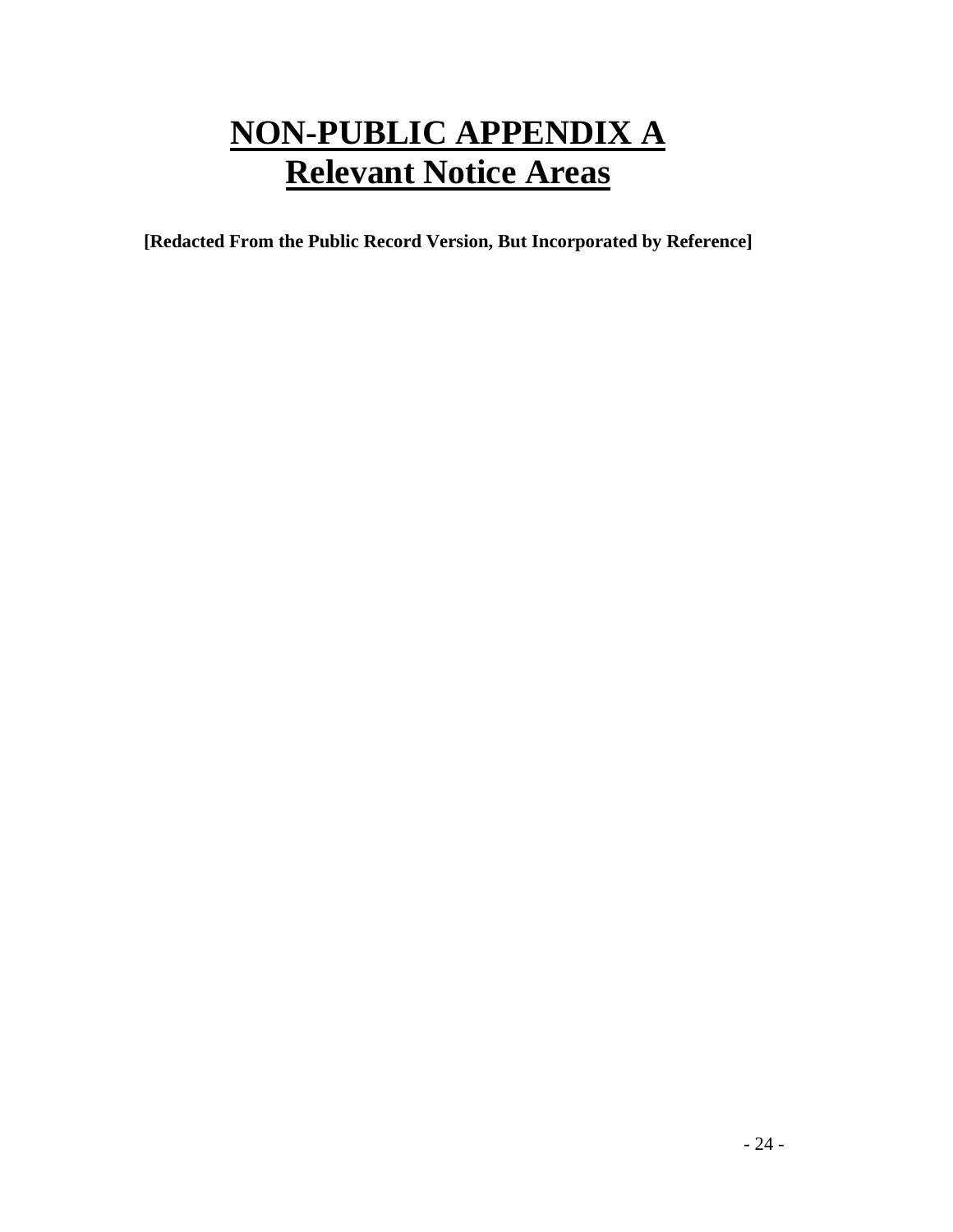# NON-PUBLIC APPENDIX A
# Relevant Notice Areas

**[Redacted From the Public Record Version, But Incorporated by Reference]**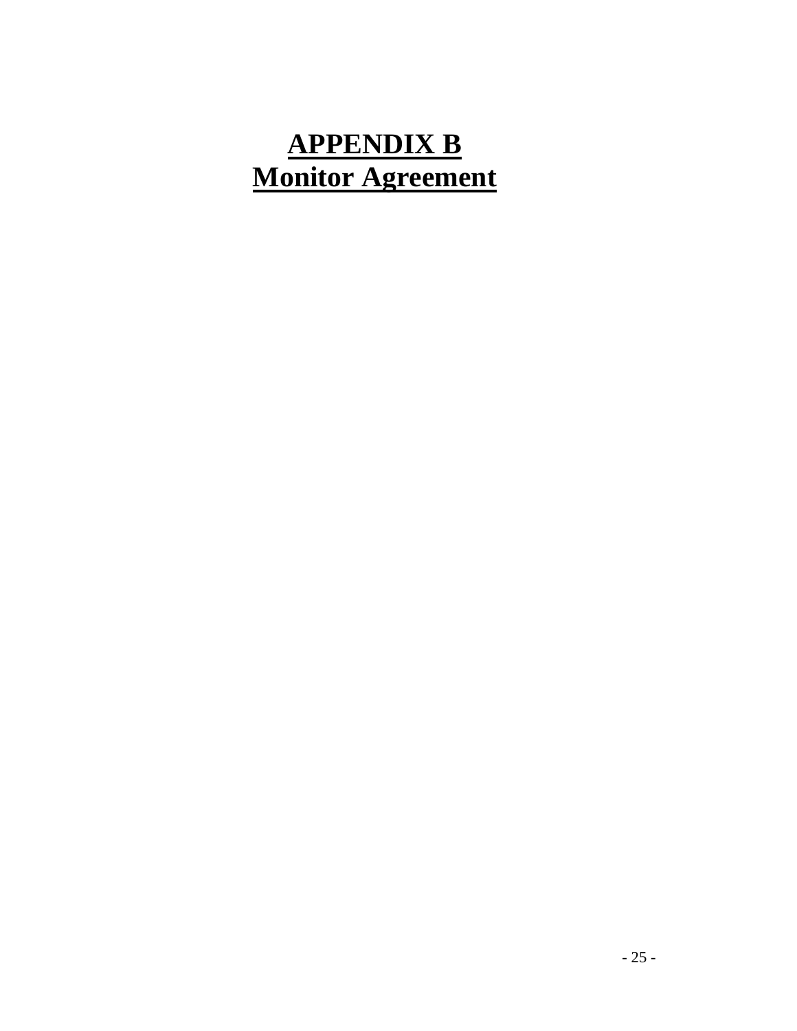# **APPENDIX B**
# **Monitor Agreement**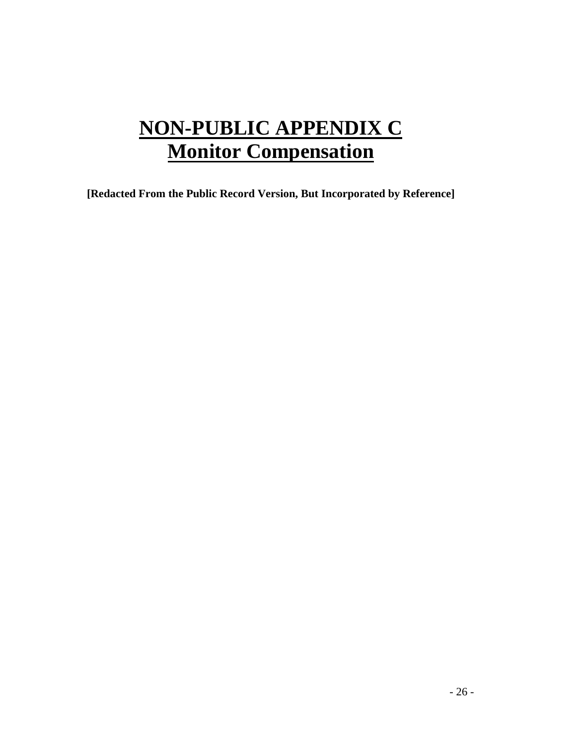# NON-PUBLIC APPENDIX C
# Monitor Compensation

**[Redacted From the Public Record Version, But Incorporated by Reference]**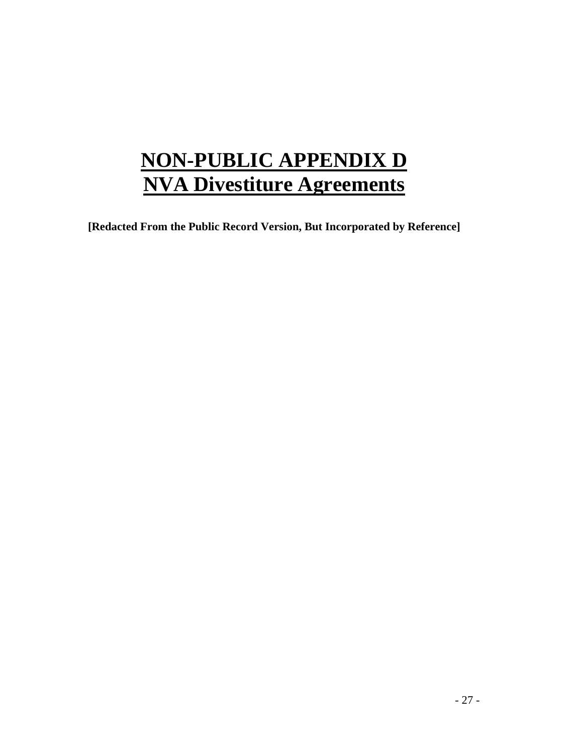# NON-PUBLIC APPENDIX D
# NVA Divestiture Agreements

**[Redacted From the Public Record Version, But Incorporated by Reference]**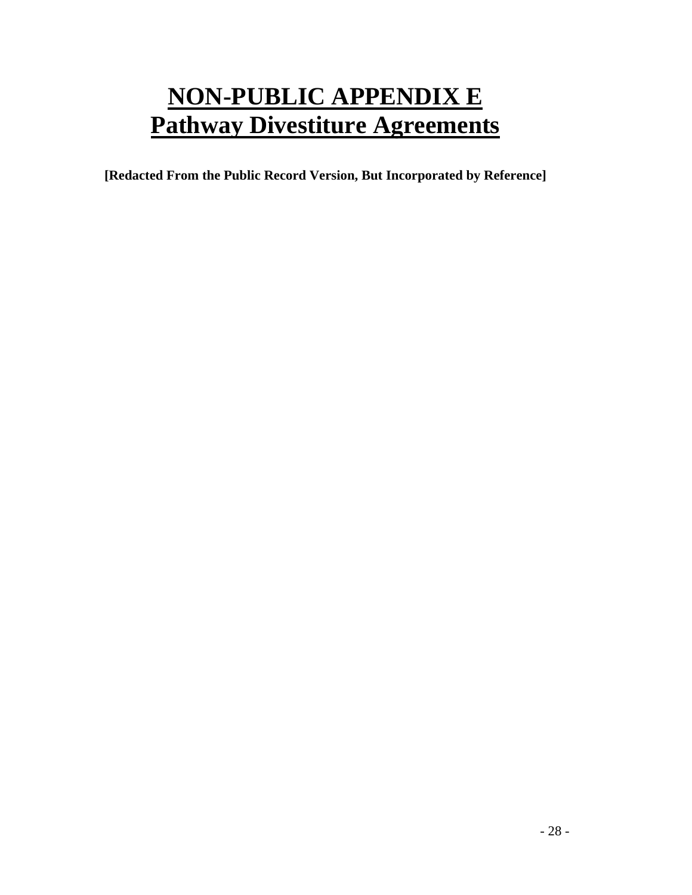# NON-PUBLIC APPENDIX E
# Pathway Divestiture Agreements

**[Redacted From the Public Record Version, But Incorporated by Reference]**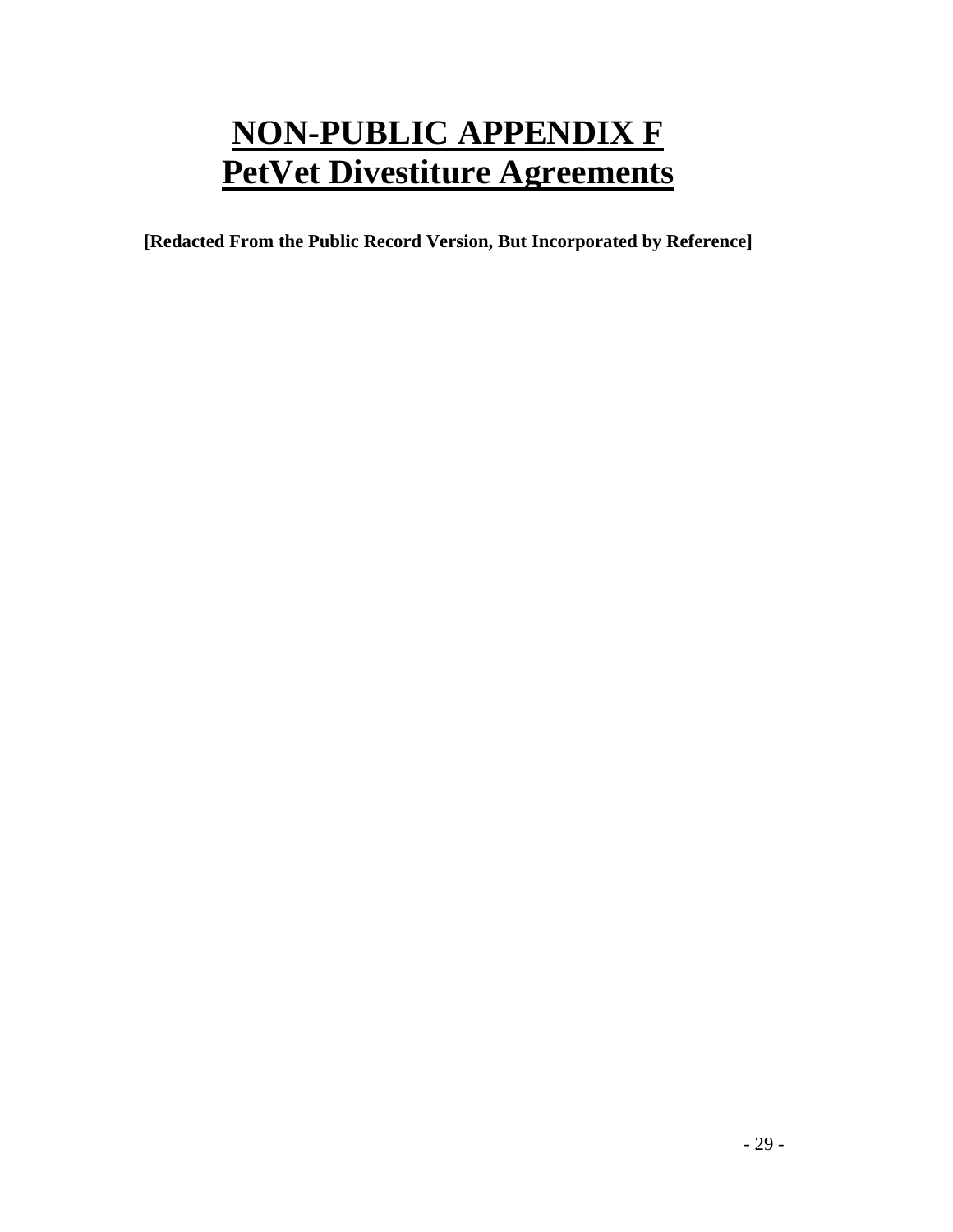# NON-PUBLIC APPENDIX F
# PetVet Divestiture Agreements

**[Redacted From the Public Record Version, But Incorporated by Reference]**